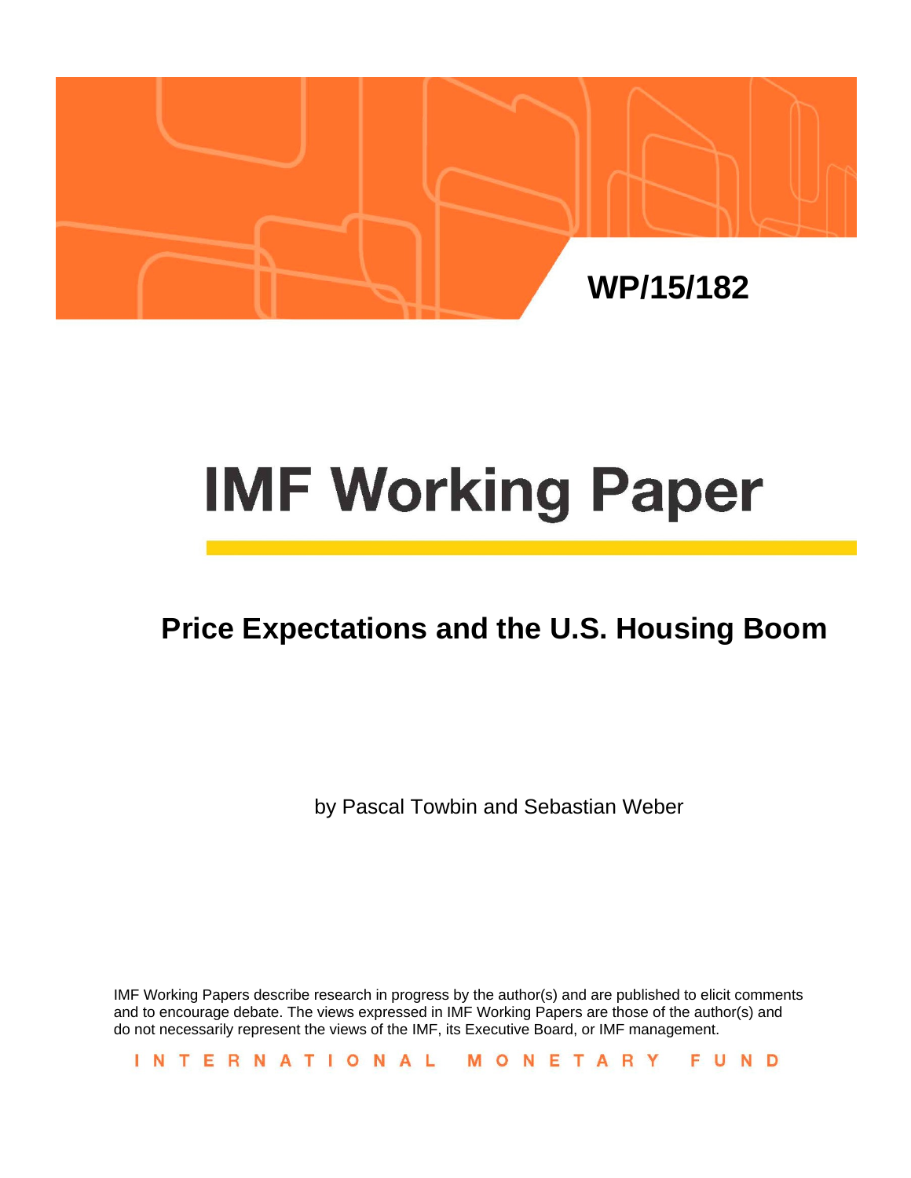WP/15/182

# IMF Working Paper

## Price Expectations and the U.S. Housing Boom

by Pascal Towbin and Sebastian Weber

IMF Working Papers describe research in progress by the author(s) and are published to elicit comments and to encourage debate. The views expressed in IMF Working Papers are those of the author(s) and do not necessarily represent the views of the IMF, its Executive Board, or IMF management.

INTERNATIONAL MONETARY FUND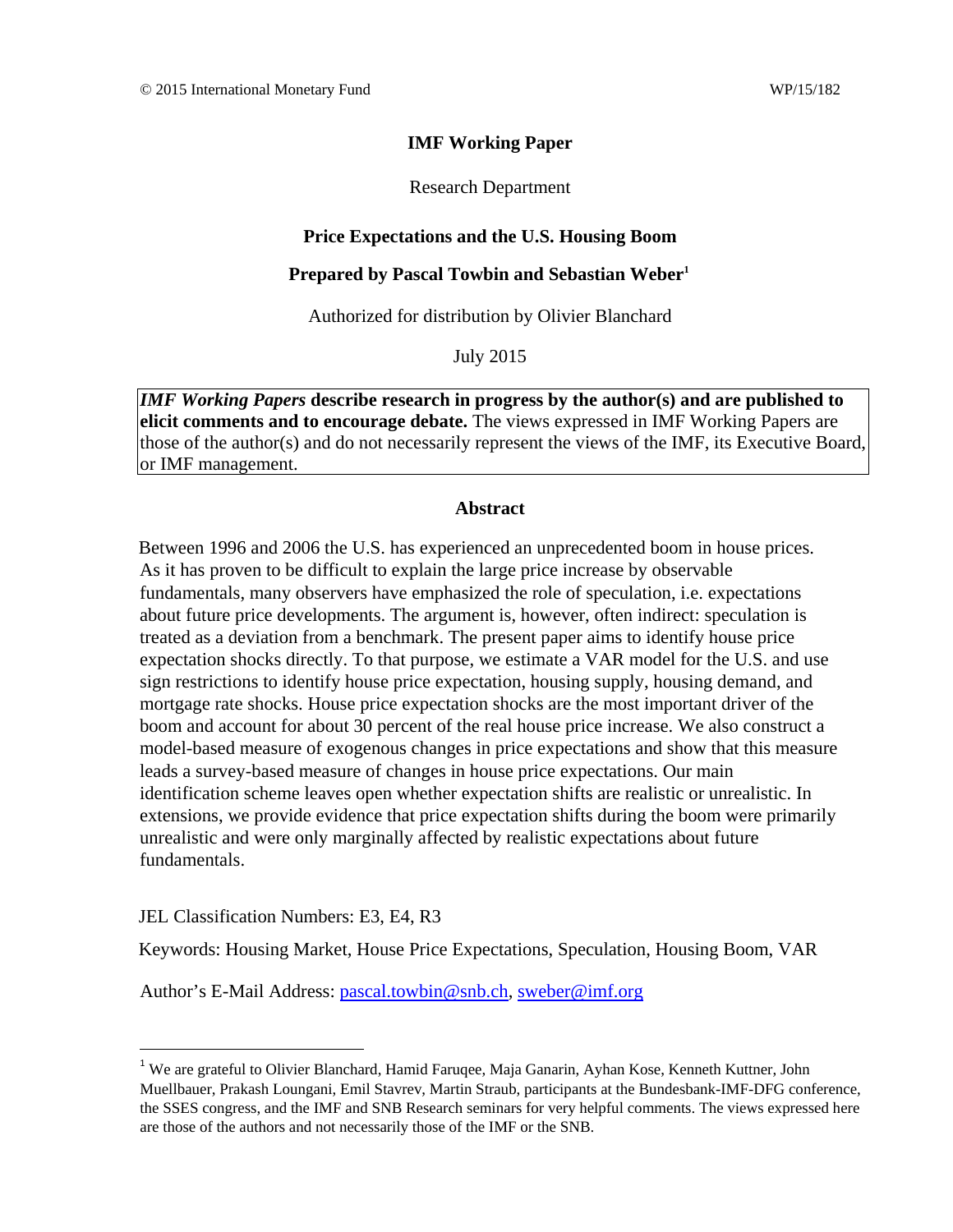© 2015 International Monetary Fund WP/15/182

**IMF Working Paper**

Research Department

**Price Expectations and the U.S. Housing Boom**

**Prepared by Pascal Towbin and Sebastian Weber[1]**

Authorized for distribution by Olivier Blanchard

July 2015

***IMF Working Papers*** **describe research in progress by the author(s) and are published to elicit comments and to encourage debate.** The views expressed in IMF Working Papers are those of the author(s) and do not necessarily represent the views of the IMF, its Executive Board, or IMF management.

**Abstract**

Between 1996 and 2006 the U.S. has experienced an unprecedented boom in house prices. As it has proven to be difficult to explain the large price increase by observable fundamentals, many observers have emphasized the role of speculation, i.e. expectations about future price developments. The argument is, however, often indirect: speculation is treated as a deviation from a benchmark. The present paper aims to identify house price expectation shocks directly. To that purpose, we estimate a VAR model for the U.S. and use sign restrictions to identify house price expectation, housing supply, housing demand, and mortgage rate shocks. House price expectation shocks are the most important driver of the boom and account for about 30 percent of the real house price increase. We also construct a model-based measure of exogenous changes in price expectations and show that this measure leads a survey-based measure of changes in house price expectations. Our main identification scheme leaves open whether expectation shifts are realistic or unrealistic. In extensions, we provide evidence that price expectation shifts during the boom were primarily unrealistic and were only marginally affected by realistic expectations about future fundamentals.

JEL Classification Numbers: E3, E4, R3

Keywords: Housing Market, House Price Expectations, Speculation, Housing Boom, VAR

Author's E-Mail Address: pascal.towbin@snb.ch, sweber@imf.org

[1] We are grateful to Olivier Blanchard, Hamid Faruqee, Maja Ganarin, Ayhan Kose, Kenneth Kuttner, John Muellbauer, Prakash Loungani, Emil Stavrev, Martin Straub, participants at the Bundesbank-IMF-DFG conference, the SSES congress, and the IMF and SNB Research seminars for very helpful comments. The views expressed here are those of the authors and not necessarily those of the IMF or the SNB.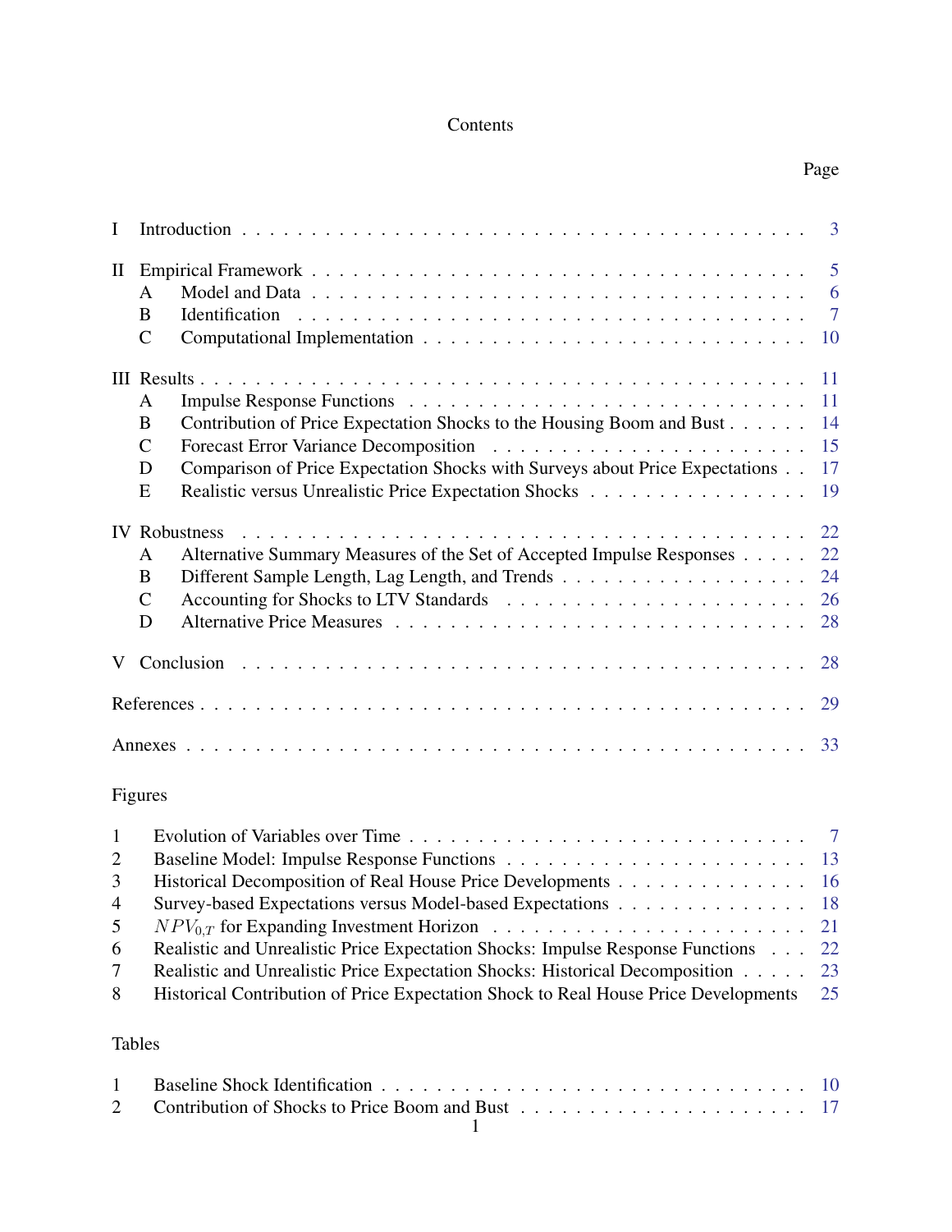# Contents

| | | Page |
|---|---|---|
| I | Introduction | 3 |
| II | Empirical Framework | 5 |
| | A Model and Data | 6 |
| | B Identification | 7 |
| | C Computational Implementation | 10 |
| III | Results | 11 |
| | A Impulse Response Functions | 11 |
| | B Contribution of Price Expectation Shocks to the Housing Boom and Bust | 14 |
| | C Forecast Error Variance Decomposition | 15 |
| | D Comparison of Price Expectation Shocks with Surveys about Price Expectations | 17 |
| | E Realistic versus Unrealistic Price Expectation Shocks | 19 |
| IV | Robustness | 22 |
| | A Alternative Summary Measures of the Set of Accepted Impulse Responses | 22 |
| | B Different Sample Length, Lag Length, and Trends | 24 |
| | C Accounting for Shocks to LTV Standards | 26 |
| | D Alternative Price Measures | 28 |
| V | Conclusion | 28 |
| | References | 29 |
| | Annexes | 33 |

## Figures

| | | |
|---|---|---|
| 1 | Evolution of Variables over Time | 7 |
| 2 | Baseline Model: Impulse Response Functions | 13 |
| 3 | Historical Decomposition of Real House Price Developments | 16 |
| 4 | Survey-based Expectations versus Model-based Expectations | 18 |
| 5 | $NPV_{0,T}$ for Expanding Investment Horizon | 21 |
| 6 | Realistic and Unrealistic Price Expectation Shocks: Impulse Response Functions | 22 |
| 7 | Realistic and Unrealistic Price Expectation Shocks: Historical Decomposition | 23 |
| 8 | Historical Contribution of Price Expectation Shock to Real House Price Developments | 25 |

## Tables

| | | |
|---|---|---|
| 1 | Baseline Shock Identification | 10 |
| 2 | Contribution of Shocks to Price Boom and Bust | 17 |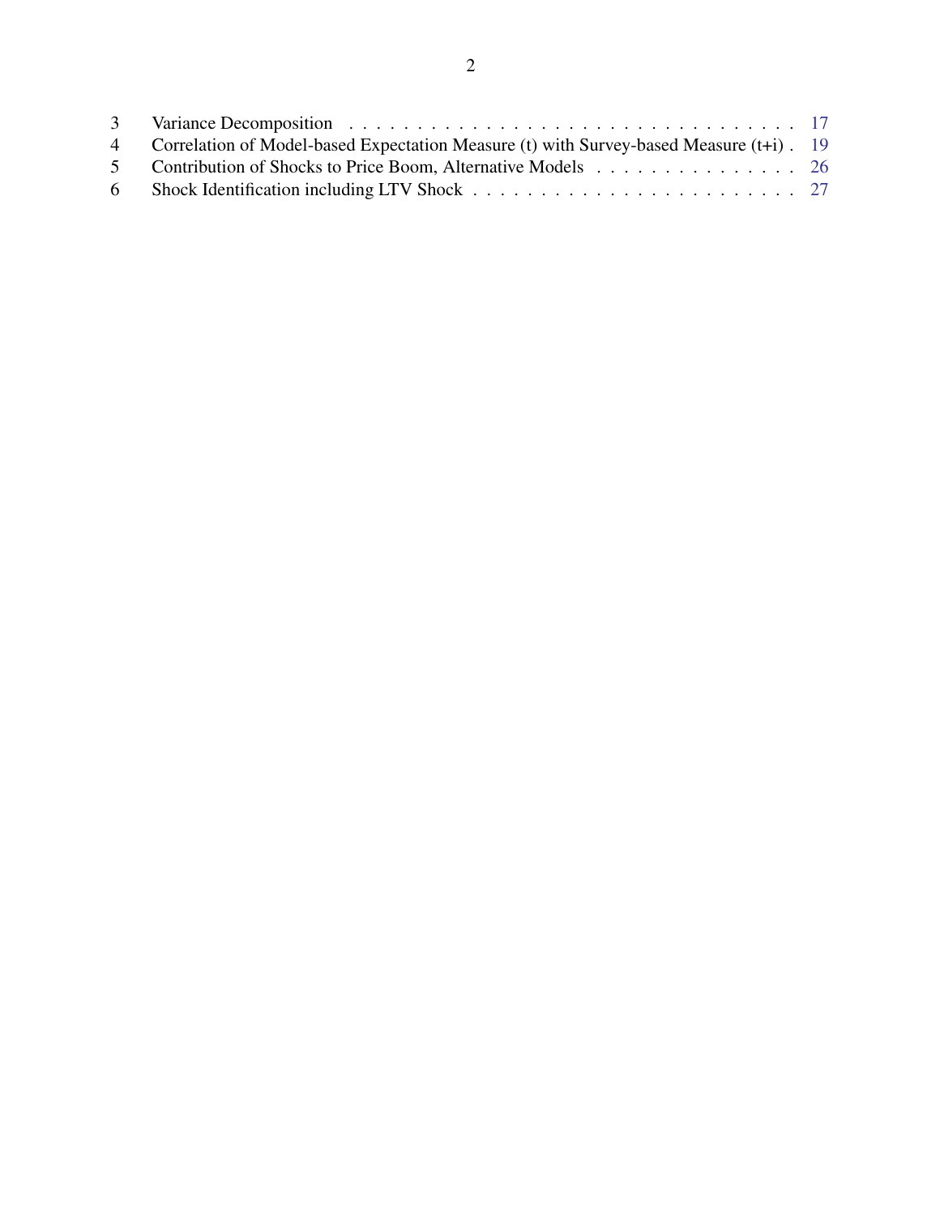| | | |
|---|---|---|
| 3 | Variance Decomposition | 17 |
| 4 | Correlation of Model-based Expectation Measure (t) with Survey-based Measure (t+i) | 19 |
| 5 | Contribution of Shocks to Price Boom, Alternative Models | 26 |
| 6 | Shock Identification including LTV Shock | 27 |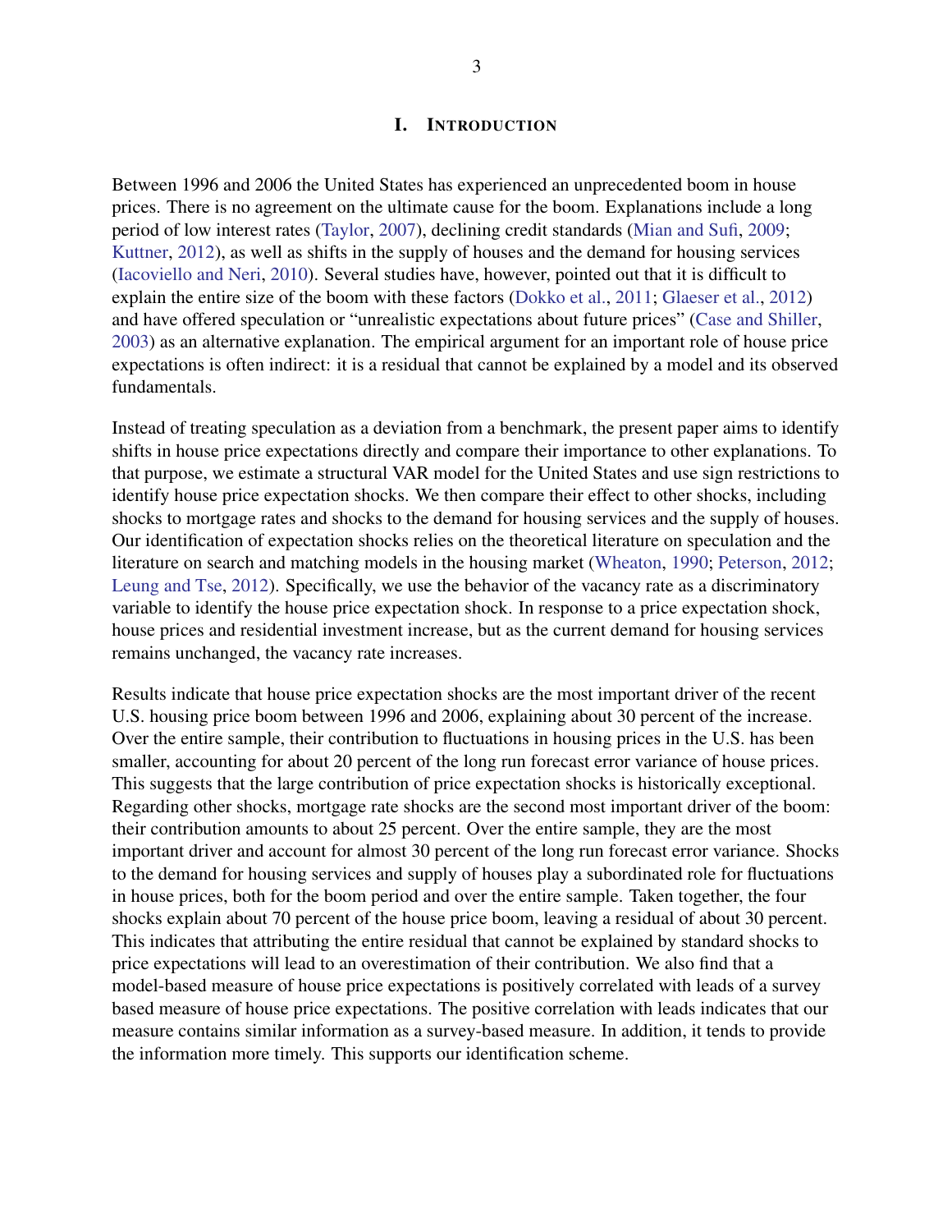# I. Introduction

Between 1996 and 2006 the United States has experienced an unprecedented boom in house prices. There is no agreement on the ultimate cause for the boom. Explanations include a long period of low interest rates (Taylor, 2007), declining credit standards (Mian and Sufi, 2009; Kuttner, 2012), as well as shifts in the supply of houses and the demand for housing services (Iacoviello and Neri, 2010). Several studies have, however, pointed out that it is difficult to explain the entire size of the boom with these factors (Dokko et al., 2011; Glaeser et al., 2012) and have offered speculation or "unrealistic expectations about future prices" (Case and Shiller, 2003) as an alternative explanation. The empirical argument for an important role of house price expectations is often indirect: it is a residual that cannot be explained by a model and its observed fundamentals.

Instead of treating speculation as a deviation from a benchmark, the present paper aims to identify shifts in house price expectations directly and compare their importance to other explanations. To that purpose, we estimate a structural VAR model for the United States and use sign restrictions to identify house price expectation shocks. We then compare their effect to other shocks, including shocks to mortgage rates and shocks to the demand for housing services and the supply of houses. Our identification of expectation shocks relies on the theoretical literature on speculation and the literature on search and matching models in the housing market (Wheaton, 1990; Peterson, 2012; Leung and Tse, 2012). Specifically, we use the behavior of the vacancy rate as a discriminatory variable to identify the house price expectation shock. In response to a price expectation shock, house prices and residential investment increase, but as the current demand for housing services remains unchanged, the vacancy rate increases.

Results indicate that house price expectation shocks are the most important driver of the recent U.S. housing price boom between 1996 and 2006, explaining about 30 percent of the increase. Over the entire sample, their contribution to fluctuations in housing prices in the U.S. has been smaller, accounting for about 20 percent of the long run forecast error variance of house prices. This suggests that the large contribution of price expectation shocks is historically exceptional. Regarding other shocks, mortgage rate shocks are the second most important driver of the boom: their contribution amounts to about 25 percent. Over the entire sample, they are the most important driver and account for almost 30 percent of the long run forecast error variance. Shocks to the demand for housing services and supply of houses play a subordinated role for fluctuations in house prices, both for the boom period and over the entire sample. Taken together, the four shocks explain about 70 percent of the house price boom, leaving a residual of about 30 percent. This indicates that attributing the entire residual that cannot be explained by standard shocks to price expectations will lead to an overestimation of their contribution. We also find that a model-based measure of house price expectations is positively correlated with leads of a survey based measure of house price expectations. The positive correlation with leads indicates that our measure contains similar information as a survey-based measure. In addition, it tends to provide the information more timely. This supports our identification scheme.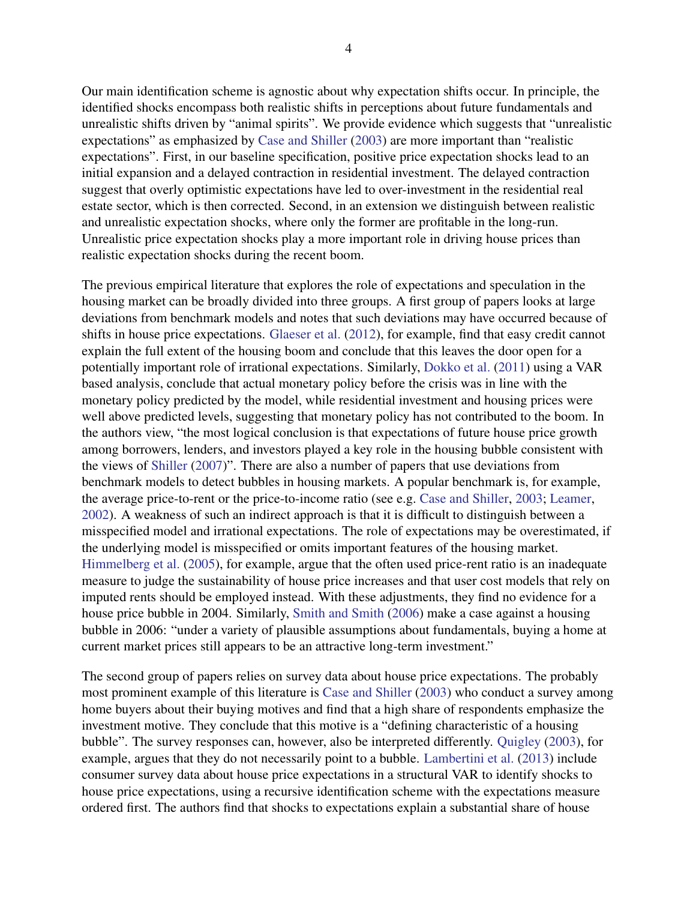Our main identification scheme is agnostic about why expectation shifts occur. In principle, the identified shocks encompass both realistic shifts in perceptions about future fundamentals and unrealistic shifts driven by "animal spirits". We provide evidence which suggests that "unrealistic expectations" as emphasized by Case and Shiller (2003) are more important than "realistic expectations". First, in our baseline specification, positive price expectation shocks lead to an initial expansion and a delayed contraction in residential investment. The delayed contraction suggest that overly optimistic expectations have led to over-investment in the residential real estate sector, which is then corrected. Second, in an extension we distinguish between realistic and unrealistic expectation shocks, where only the former are profitable in the long-run. Unrealistic price expectation shocks play a more important role in driving house prices than realistic expectation shocks during the recent boom.

The previous empirical literature that explores the role of expectations and speculation in the housing market can be broadly divided into three groups. A first group of papers looks at large deviations from benchmark models and notes that such deviations may have occurred because of shifts in house price expectations. Glaeser et al. (2012), for example, find that easy credit cannot explain the full extent of the housing boom and conclude that this leaves the door open for a potentially important role of irrational expectations. Similarly, Dokko et al. (2011) using a VAR based analysis, conclude that actual monetary policy before the crisis was in line with the monetary policy predicted by the model, while residential investment and housing prices were well above predicted levels, suggesting that monetary policy has not contributed to the boom. In the authors view, "the most logical conclusion is that expectations of future house price growth among borrowers, lenders, and investors played a key role in the housing bubble consistent with the views of Shiller (2007)". There are also a number of papers that use deviations from benchmark models to detect bubbles in housing markets. A popular benchmark is, for example, the average price-to-rent or the price-to-income ratio (see e.g. Case and Shiller, 2003; Leamer, 2002). A weakness of such an indirect approach is that it is difficult to distinguish between a misspecified model and irrational expectations. The role of expectations may be overestimated, if the underlying model is misspecified or omits important features of the housing market. Himmelberg et al. (2005), for example, argue that the often used price-rent ratio is an inadequate measure to judge the sustainability of house price increases and that user cost models that rely on imputed rents should be employed instead. With these adjustments, they find no evidence for a house price bubble in 2004. Similarly, Smith and Smith (2006) make a case against a housing bubble in 2006: "under a variety of plausible assumptions about fundamentals, buying a home at current market prices still appears to be an attractive long-term investment."

The second group of papers relies on survey data about house price expectations. The probably most prominent example of this literature is Case and Shiller (2003) who conduct a survey among home buyers about their buying motives and find that a high share of respondents emphasize the investment motive. They conclude that this motive is a "defining characteristic of a housing bubble". The survey responses can, however, also be interpreted differently. Quigley (2003), for example, argues that they do not necessarily point to a bubble. Lambertini et al. (2013) include consumer survey data about house price expectations in a structural VAR to identify shocks to house price expectations, using a recursive identification scheme with the expectations measure ordered first. The authors find that shocks to expectations explain a substantial share of house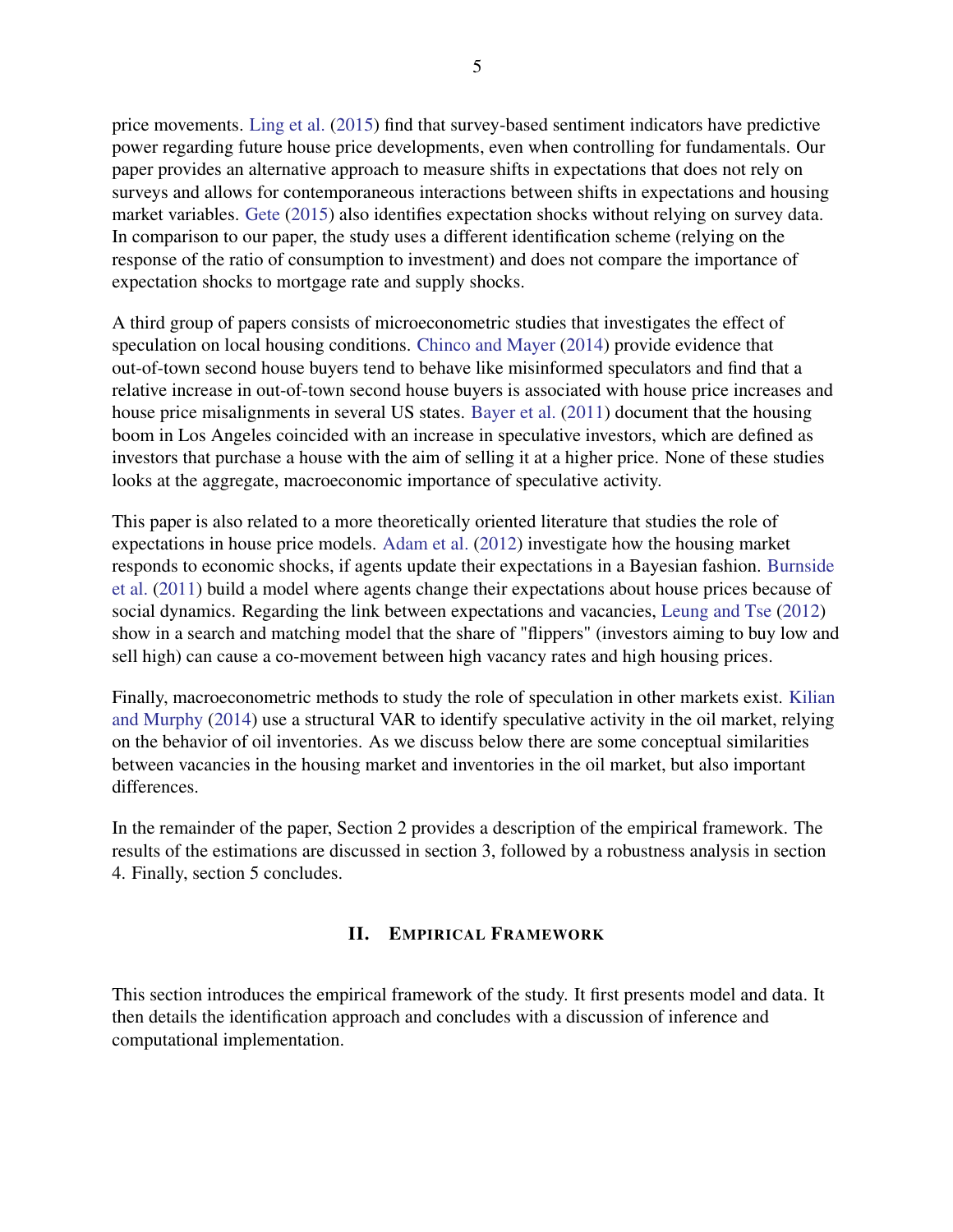price movements. Ling et al. (2015) find that survey-based sentiment indicators have predictive power regarding future house price developments, even when controlling for fundamentals. Our paper provides an alternative approach to measure shifts in expectations that does not rely on surveys and allows for contemporaneous interactions between shifts in expectations and housing market variables. Gete (2015) also identifies expectation shocks without relying on survey data. In comparison to our paper, the study uses a different identification scheme (relying on the response of the ratio of consumption to investment) and does not compare the importance of expectation shocks to mortgage rate and supply shocks.

A third group of papers consists of microeconometric studies that investigates the effect of speculation on local housing conditions. Chinco and Mayer (2014) provide evidence that out-of-town second house buyers tend to behave like misinformed speculators and find that a relative increase in out-of-town second house buyers is associated with house price increases and house price misalignments in several US states. Bayer et al. (2011) document that the housing boom in Los Angeles coincided with an increase in speculative investors, which are defined as investors that purchase a house with the aim of selling it at a higher price. None of these studies looks at the aggregate, macroeconomic importance of speculative activity.

This paper is also related to a more theoretically oriented literature that studies the role of expectations in house price models. Adam et al. (2012) investigate how the housing market responds to economic shocks, if agents update their expectations in a Bayesian fashion. Burnside et al. (2011) build a model where agents change their expectations about house prices because of social dynamics. Regarding the link between expectations and vacancies, Leung and Tse (2012) show in a search and matching model that the share of "flippers" (investors aiming to buy low and sell high) can cause a co-movement between high vacancy rates and high housing prices.

Finally, macroeconometric methods to study the role of speculation in other markets exist. Kilian and Murphy (2014) use a structural VAR to identify speculative activity in the oil market, relying on the behavior of oil inventories. As we discuss below there are some conceptual similarities between vacancies in the housing market and inventories in the oil market, but also important differences.

In the remainder of the paper, Section 2 provides a description of the empirical framework. The results of the estimations are discussed in section 3, followed by a robustness analysis in section 4. Finally, section 5 concludes.

## II. Empirical Framework

This section introduces the empirical framework of the study. It first presents model and data. It then details the identification approach and concludes with a discussion of inference and computational implementation.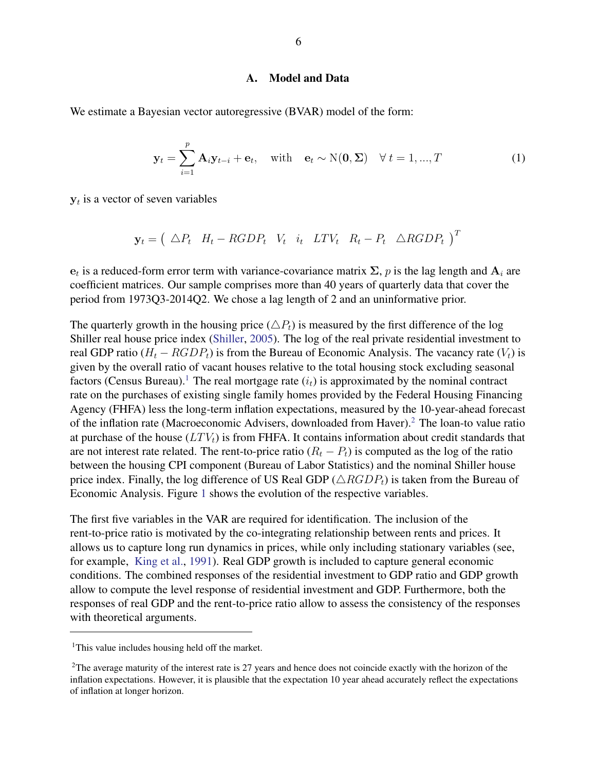### A. Model and Data

We estimate a Bayesian vector autoregressive (BVAR) model of the form:

$$\mathbf{y}_t = \sum_{i=1}^{p} \mathbf{A}_i \mathbf{y}_{t-i} + \mathbf{e}_t, \quad \text{with} \quad \mathbf{e}_t \sim \mathrm{N}(\mathbf{0}, \mathbf{\Sigma}) \quad \forall\, t = 1, ..., T \tag{1}$$

$\mathbf{y}_t$ is a vector of seven variables

$$\mathbf{y}_t = \begin{pmatrix} \triangle P_t & H_t - RGDP_t & V_t & i_t & LTV_t & R_t - P_t & \triangle RGDP_t \end{pmatrix}^T$$

$\mathbf{e}_t$ is a reduced-form error term with variance-covariance matrix $\mathbf{\Sigma}$, $p$ is the lag length and $\mathbf{A}_i$ are coefficient matrices. Our sample comprises more than 40 years of quarterly data that cover the period from 1973Q3-2014Q2. We chose a lag length of 2 and an uninformative prior.

The quarterly growth in the housing price ($\triangle P_t$) is measured by the first difference of the log Shiller real house price index (Shiller, 2005). The log of the real private residential investment to real GDP ratio ($H_t - RGDP_t$) is from the Bureau of Economic Analysis. The vacancy rate ($V_t$) is given by the overall ratio of vacant houses relative to the total housing stock excluding seasonal factors (Census Bureau).[1] The real mortgage rate ($i_t$) is approximated by the nominal contract rate on the purchases of existing single family homes provided by the Federal Housing Financing Agency (FHFA) less the long-term inflation expectations, measured by the 10-year-ahead forecast of the inflation rate (Macroeconomic Advisers, downloaded from Haver).[2] The loan-to value ratio at purchase of the house ($LTV_t$) is from FHFA. It contains information about credit standards that are not interest rate related. The rent-to-price ratio ($R_t - P_t$) is computed as the log of the ratio between the housing CPI component (Bureau of Labor Statistics) and the nominal Shiller house price index. Finally, the log difference of US Real GDP ($\triangle RGDP_t$) is taken from the Bureau of Economic Analysis. Figure 1 shows the evolution of the respective variables.

The first five variables in the VAR are required for identification. The inclusion of the rent-to-price ratio is motivated by the co-integrating relationship between rents and prices. It allows us to capture long run dynamics in prices, while only including stationary variables (see, for example, King et al., 1991). Real GDP growth is included to capture general economic conditions. The combined responses of the residential investment to GDP ratio and GDP growth allow to compute the level response of residential investment and GDP. Furthermore, both the responses of real GDP and the rent-to-price ratio allow to assess the consistency of the responses with theoretical arguments.

---

[1] This value includes housing held off the market.

[2] The average maturity of the interest rate is 27 years and hence does not coincide exactly with the horizon of the inflation expectations. However, it is plausible that the expectation 10 year ahead accurately reflect the expectations of inflation at longer horizon.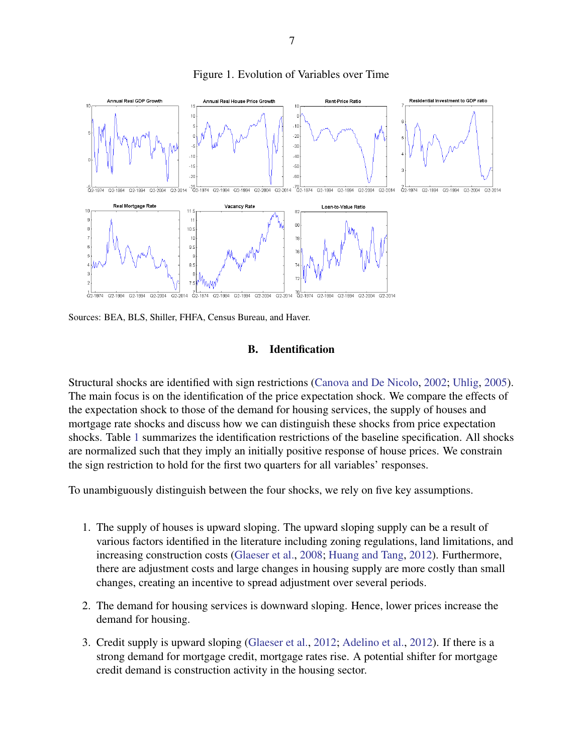Figure 1. Evolution of Variables over Time

Sources: BEA, BLS, Shiller, FHFA, Census Bureau, and Haver.

## B. Identification

Structural shocks are identified with sign restrictions (Canova and De Nicolo, 2002; Uhlig, 2005). The main focus is on the identification of the price expectation shock. We compare the effects of the expectation shock to those of the demand for housing services, the supply of houses and mortgage rate shocks and discuss how we can distinguish these shocks from price expectation shocks. Table 1 summarizes the identification restrictions of the baseline specification. All shocks are normalized such that they imply an initially positive response of house prices. We constrain the sign restriction to hold for the first two quarters for all variables' responses.

To unambiguously distinguish between the four shocks, we rely on five key assumptions.

1. The supply of houses is upward sloping. The upward sloping supply can be a result of various factors identified in the literature including zoning regulations, land limitations, and increasing construction costs (Glaeser et al., 2008; Huang and Tang, 2012). Furthermore, there are adjustment costs and large changes in housing supply are more costly than small changes, creating an incentive to spread adjustment over several periods.

2. The demand for housing services is downward sloping. Hence, lower prices increase the demand for housing.

3. Credit supply is upward sloping (Glaeser et al., 2012; Adelino et al., 2012). If there is a strong demand for mortgage credit, mortgage rates rise. A potential shifter for mortgage credit demand is construction activity in the housing sector.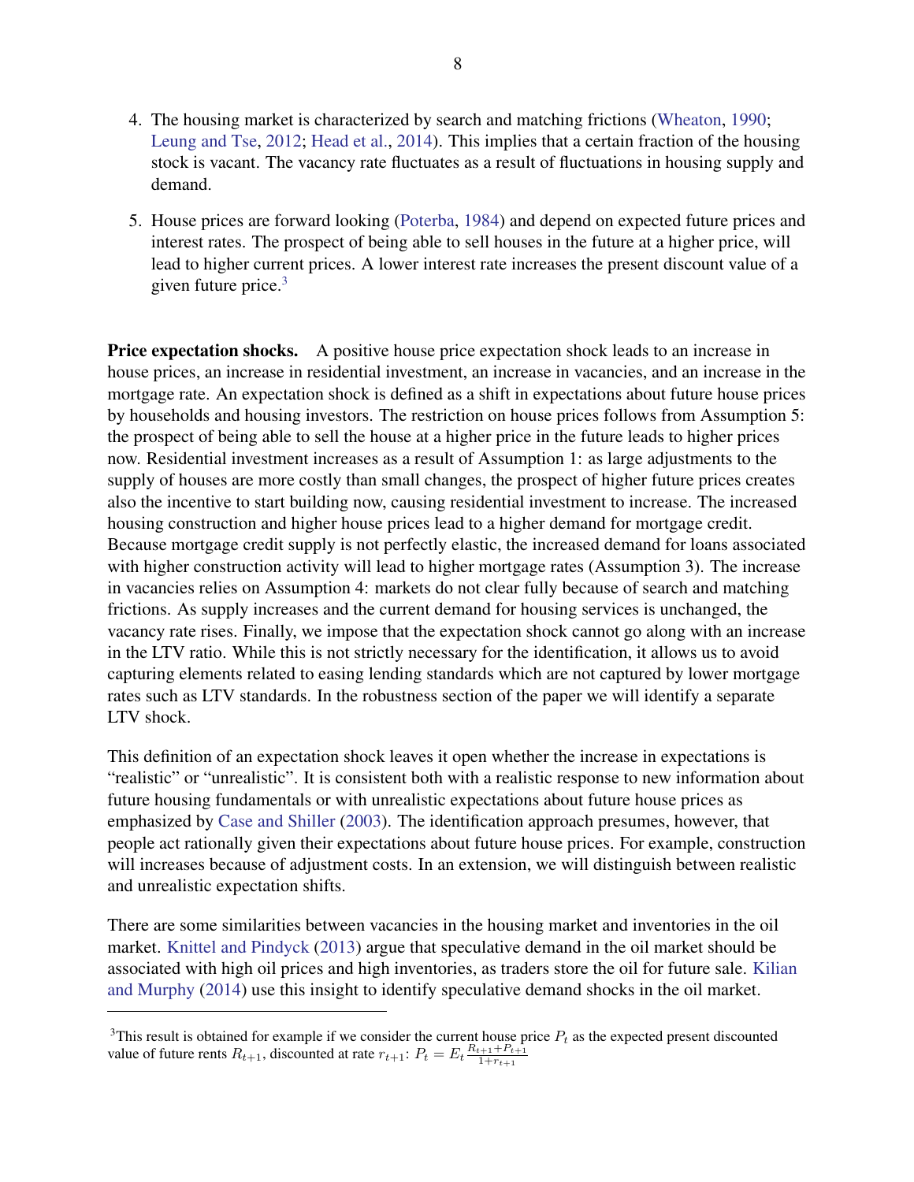4. The housing market is characterized by search and matching frictions (Wheaton, 1990; Leung and Tse, 2012; Head et al., 2014). This implies that a certain fraction of the housing stock is vacant. The vacancy rate fluctuates as a result of fluctuations in housing supply and demand.

5. House prices are forward looking (Poterba, 1984) and depend on expected future prices and interest rates. The prospect of being able to sell houses in the future at a higher price, will lead to higher current prices. A lower interest rate increases the present discount value of a given future price.[3]

**Price expectation shocks.** A positive house price expectation shock leads to an increase in house prices, an increase in residential investment, an increase in vacancies, and an increase in the mortgage rate. An expectation shock is defined as a shift in expectations about future house prices by households and housing investors. The restriction on house prices follows from Assumption 5: the prospect of being able to sell the house at a higher price in the future leads to higher prices now. Residential investment increases as a result of Assumption 1: as large adjustments to the supply of houses are more costly than small changes, the prospect of higher future prices creates also the incentive to start building now, causing residential investment to increase. The increased housing construction and higher house prices lead to a higher demand for mortgage credit. Because mortgage credit supply is not perfectly elastic, the increased demand for loans associated with higher construction activity will lead to higher mortgage rates (Assumption 3). The increase in vacancies relies on Assumption 4: markets do not clear fully because of search and matching frictions. As supply increases and the current demand for housing services is unchanged, the vacancy rate rises. Finally, we impose that the expectation shock cannot go along with an increase in the LTV ratio. While this is not strictly necessary for the identification, it allows us to avoid capturing elements related to easing lending standards which are not captured by lower mortgage rates such as LTV standards. In the robustness section of the paper we will identify a separate LTV shock.

This definition of an expectation shock leaves it open whether the increase in expectations is "realistic" or "unrealistic". It is consistent both with a realistic response to new information about future housing fundamentals or with unrealistic expectations about future house prices as emphasized by Case and Shiller (2003). The identification approach presumes, however, that people act rationally given their expectations about future house prices. For example, construction will increases because of adjustment costs. In an extension, we will distinguish between realistic and unrealistic expectation shifts.

There are some similarities between vacancies in the housing market and inventories in the oil market. Knittel and Pindyck (2013) argue that speculative demand in the oil market should be associated with high oil prices and high inventories, as traders store the oil for future sale. Kilian and Murphy (2014) use this insight to identify speculative demand shocks in the oil market.

---

[3]This result is obtained for example if we consider the current house price $P_t$ as the expected present discounted value of future rents $R_{t+1}$, discounted at rate $r_{t+1}$: $P_t = E_t \frac{R_{t+1}+P_{t+1}}{1+r_{t+1}}$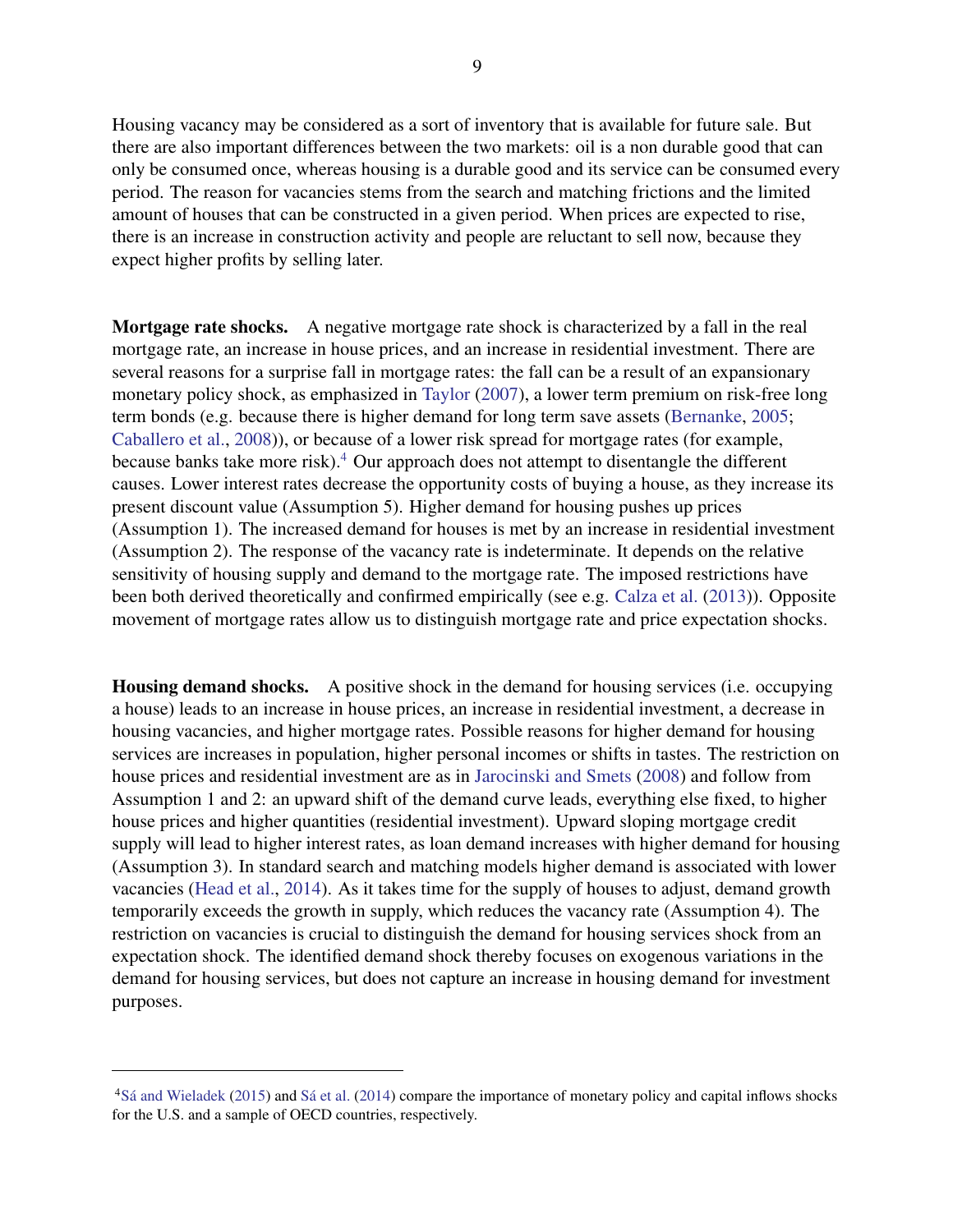Housing vacancy may be considered as a sort of inventory that is available for future sale. But there are also important differences between the two markets: oil is a non durable good that can only be consumed once, whereas housing is a durable good and its service can be consumed every period. The reason for vacancies stems from the search and matching frictions and the limited amount of houses that can be constructed in a given period. When prices are expected to rise, there is an increase in construction activity and people are reluctant to sell now, because they expect higher profits by selling later.

**Mortgage rate shocks.** A negative mortgage rate shock is characterized by a fall in the real mortgage rate, an increase in house prices, and an increase in residential investment. There are several reasons for a surprise fall in mortgage rates: the fall can be a result of an expansionary monetary policy shock, as emphasized in Taylor (2007), a lower term premium on risk-free long term bonds (e.g. because there is higher demand for long term save assets (Bernanke, 2005; Caballero et al., 2008)), or because of a lower risk spread for mortgage rates (for example, because banks take more risk).[4] Our approach does not attempt to disentangle the different causes. Lower interest rates decrease the opportunity costs of buying a house, as they increase its present discount value (Assumption 5). Higher demand for housing pushes up prices (Assumption 1). The increased demand for houses is met by an increase in residential investment (Assumption 2). The response of the vacancy rate is indeterminate. It depends on the relative sensitivity of housing supply and demand to the mortgage rate. The imposed restrictions have been both derived theoretically and confirmed empirically (see e.g. Calza et al. (2013)). Opposite movement of mortgage rates allow us to distinguish mortgage rate and price expectation shocks.

**Housing demand shocks.** A positive shock in the demand for housing services (i.e. occupying a house) leads to an increase in house prices, an increase in residential investment, a decrease in housing vacancies, and higher mortgage rates. Possible reasons for higher demand for housing services are increases in population, higher personal incomes or shifts in tastes. The restriction on house prices and residential investment are as in Jarocinski and Smets (2008) and follow from Assumption 1 and 2: an upward shift of the demand curve leads, everything else fixed, to higher house prices and higher quantities (residential investment). Upward sloping mortgage credit supply will lead to higher interest rates, as loan demand increases with higher demand for housing (Assumption 3). In standard search and matching models higher demand is associated with lower vacancies (Head et al., 2014). As it takes time for the supply of houses to adjust, demand growth temporarily exceeds the growth in supply, which reduces the vacancy rate (Assumption 4). The restriction on vacancies is crucial to distinguish the demand for housing services shock from an expectation shock. The identified demand shock thereby focuses on exogenous variations in the demand for housing services, but does not capture an increase in housing demand for investment purposes.

---

[4] Sá and Wieladek (2015) and Sá et al. (2014) compare the importance of monetary policy and capital inflows shocks for the U.S. and a sample of OECD countries, respectively.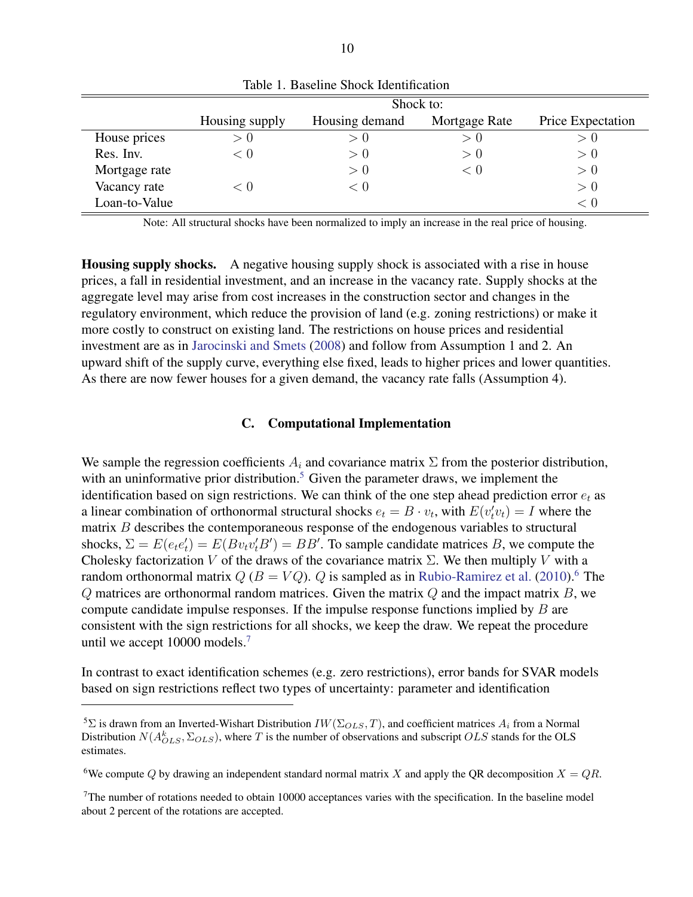Table 1. Baseline Shock Identification

| | Shock to: | | | |
|---|---|---|---|---|
| | Housing supply | Housing demand | Mortgage Rate | Price Expectation |
| House prices | $> 0$ | $> 0$ | $> 0$ | $> 0$ |
| Res. Inv. | $< 0$ | $> 0$ | $> 0$ | $> 0$ |
| Mortgage rate | | $> 0$ | $< 0$ | $> 0$ |
| Vacancy rate | $< 0$ | $< 0$ | | $> 0$ |
| Loan-to-Value | | | | $< 0$ |

Note: All structural shocks have been normalized to imply an increase in the real price of housing.

**Housing supply shocks.** A negative housing supply shock is associated with a rise in house prices, a fall in residential investment, and an increase in the vacancy rate. Supply shocks at the aggregate level may arise from cost increases in the construction sector and changes in the regulatory environment, which reduce the provision of land (e.g. zoning restrictions) or make it more costly to construct on existing land. The restrictions on house prices and residential investment are as in Jarocinski and Smets (2008) and follow from Assumption 1 and 2. An upward shift of the supply curve, everything else fixed, leads to higher prices and lower quantities. As there are now fewer houses for a given demand, the vacancy rate falls (Assumption 4).

### C. Computational Implementation

We sample the regression coefficients $A_i$ and covariance matrix $\Sigma$ from the posterior distribution, with an uninformative prior distribution.[5] Given the parameter draws, we implement the identification based on sign restrictions. We can think of the one step ahead prediction error $e_t$ as a linear combination of orthonormal structural shocks $e_t = B \cdot v_t$, with $E(v_t' v_t) = I$ where the matrix $B$ describes the contemporaneous response of the endogenous variables to structural shocks, $\Sigma = E(e_t e_t') = E(B v_t v_t' B') = BB'$. To sample candidate matrices $B$, we compute the Cholesky factorization $V$ of the draws of the covariance matrix $\Sigma$. We then multiply $V$ with a random orthonormal matrix $Q$ ($B = VQ$). $Q$ is sampled as in Rubio-Ramirez et al. (2010).[6] The $Q$ matrices are orthonormal random matrices. Given the matrix $Q$ and the impact matrix $B$, we compute candidate impulse responses. If the impulse response functions implied by $B$ are consistent with the sign restrictions for all shocks, we keep the draw. We repeat the procedure until we accept 10000 models.[7]

In contrast to exact identification schemes (e.g. zero restrictions), error bands for SVAR models based on sign restrictions reflect two types of uncertainty: parameter and identification

[5] $\Sigma$ is drawn from an Inverted-Wishart Distribution $IW(\Sigma_{OLS}, T)$, and coefficient matrices $A_i$ from a Normal Distribution $N(A^k_{OLS}, \Sigma_{OLS})$, where $T$ is the number of observations and subscript $OLS$ stands for the OLS estimates.

[6] We compute $Q$ by drawing an independent standard normal matrix $X$ and apply the QR decomposition $X = QR$.

[7] The number of rotations needed to obtain 10000 acceptances varies with the specification. In the baseline model about 2 percent of the rotations are accepted.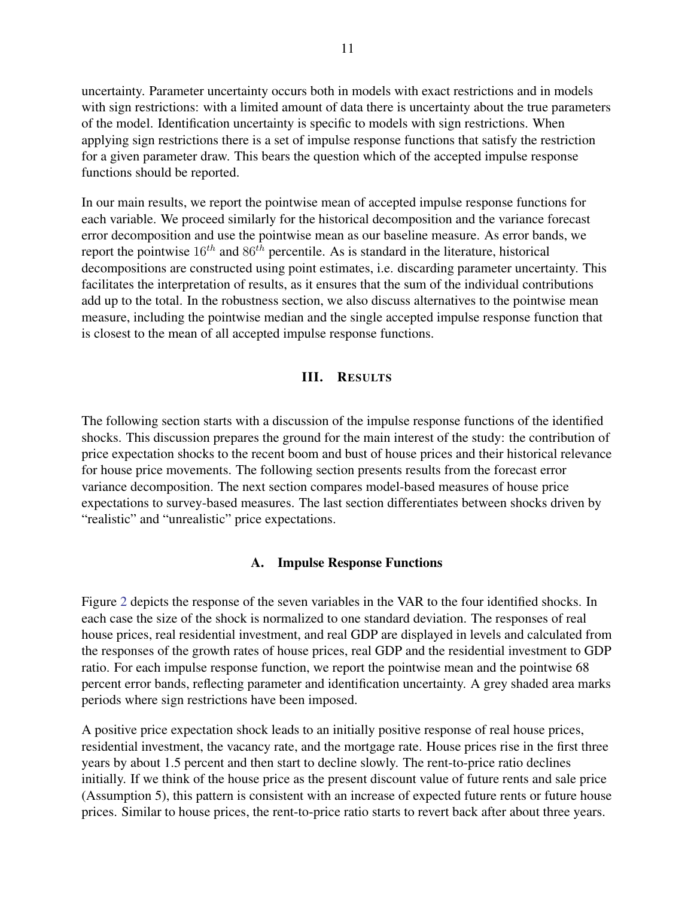uncertainty. Parameter uncertainty occurs both in models with exact restrictions and in models with sign restrictions: with a limited amount of data there is uncertainty about the true parameters of the model. Identification uncertainty is specific to models with sign restrictions. When applying sign restrictions there is a set of impulse response functions that satisfy the restriction for a given parameter draw. This bears the question which of the accepted impulse response functions should be reported.

In our main results, we report the pointwise mean of accepted impulse response functions for each variable. We proceed similarly for the historical decomposition and the variance forecast error decomposition and use the pointwise mean as our baseline measure. As error bands, we report the pointwise $16^{th}$ and $86^{th}$ percentile. As is standard in the literature, historical decompositions are constructed using point estimates, i.e. discarding parameter uncertainty. This facilitates the interpretation of results, as it ensures that the sum of the individual contributions add up to the total. In the robustness section, we also discuss alternatives to the pointwise mean measure, including the pointwise median and the single accepted impulse response function that is closest to the mean of all accepted impulse response functions.

## III. Results

The following section starts with a discussion of the impulse response functions of the identified shocks. This discussion prepares the ground for the main interest of the study: the contribution of price expectation shocks to the recent boom and bust of house prices and their historical relevance for house price movements. The following section presents results from the forecast error variance decomposition. The next section compares model-based measures of house price expectations to survey-based measures. The last section differentiates between shocks driven by "realistic" and "unrealistic" price expectations.

### A. Impulse Response Functions

Figure 2 depicts the response of the seven variables in the VAR to the four identified shocks. In each case the size of the shock is normalized to one standard deviation. The responses of real house prices, real residential investment, and real GDP are displayed in levels and calculated from the responses of the growth rates of house prices, real GDP and the residential investment to GDP ratio. For each impulse response function, we report the pointwise mean and the pointwise 68 percent error bands, reflecting parameter and identification uncertainty. A grey shaded area marks periods where sign restrictions have been imposed.

A positive price expectation shock leads to an initially positive response of real house prices, residential investment, the vacancy rate, and the mortgage rate. House prices rise in the first three years by about 1.5 percent and then start to decline slowly. The rent-to-price ratio declines initially. If we think of the house price as the present discount value of future rents and sale price (Assumption 5), this pattern is consistent with an increase of expected future rents or future house prices. Similar to house prices, the rent-to-price ratio starts to revert back after about three years.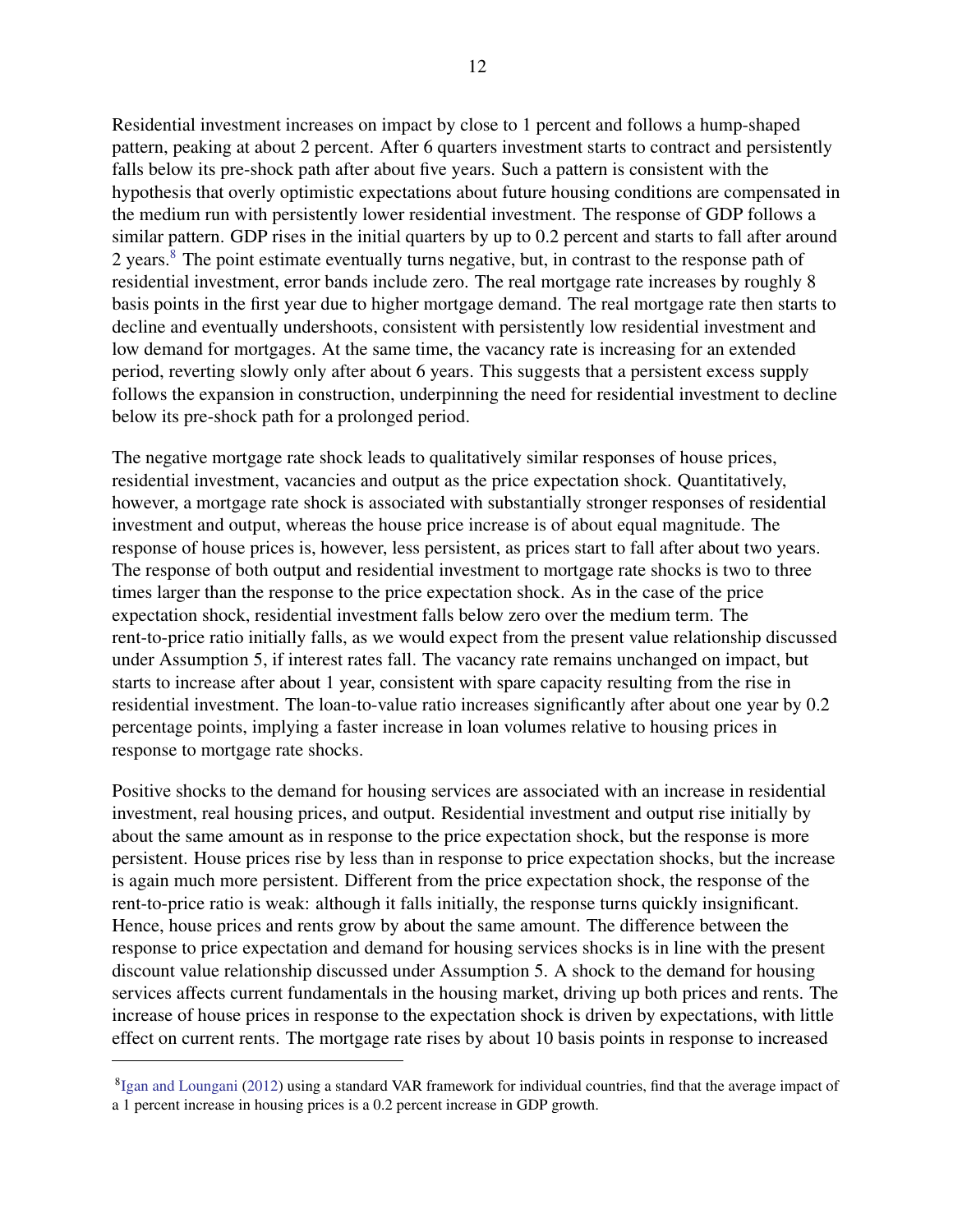Residential investment increases on impact by close to 1 percent and follows a hump-shaped pattern, peaking at about 2 percent. After 6 quarters investment starts to contract and persistently falls below its pre-shock path after about five years. Such a pattern is consistent with the hypothesis that overly optimistic expectations about future housing conditions are compensated in the medium run with persistently lower residential investment. The response of GDP follows a similar pattern. GDP rises in the initial quarters by up to 0.2 percent and starts to fall after around 2 years.[8] The point estimate eventually turns negative, but, in contrast to the response path of residential investment, error bands include zero. The real mortgage rate increases by roughly 8 basis points in the first year due to higher mortgage demand. The real mortgage rate then starts to decline and eventually undershoots, consistent with persistently low residential investment and low demand for mortgages. At the same time, the vacancy rate is increasing for an extended period, reverting slowly only after about 6 years. This suggests that a persistent excess supply follows the expansion in construction, underpinning the need for residential investment to decline below its pre-shock path for a prolonged period.

The negative mortgage rate shock leads to qualitatively similar responses of house prices, residential investment, vacancies and output as the price expectation shock. Quantitatively, however, a mortgage rate shock is associated with substantially stronger responses of residential investment and output, whereas the house price increase is of about equal magnitude. The response of house prices is, however, less persistent, as prices start to fall after about two years. The response of both output and residential investment to mortgage rate shocks is two to three times larger than the response to the price expectation shock. As in the case of the price expectation shock, residential investment falls below zero over the medium term. The rent-to-price ratio initially falls, as we would expect from the present value relationship discussed under Assumption 5, if interest rates fall. The vacancy rate remains unchanged on impact, but starts to increase after about 1 year, consistent with spare capacity resulting from the rise in residential investment. The loan-to-value ratio increases significantly after about one year by 0.2 percentage points, implying a faster increase in loan volumes relative to housing prices in response to mortgage rate shocks.

Positive shocks to the demand for housing services are associated with an increase in residential investment, real housing prices, and output. Residential investment and output rise initially by about the same amount as in response to the price expectation shock, but the response is more persistent. House prices rise by less than in response to price expectation shocks, but the increase is again much more persistent. Different from the price expectation shock, the response of the rent-to-price ratio is weak: although it falls initially, the response turns quickly insignificant. Hence, house prices and rents grow by about the same amount. The difference between the response to price expectation and demand for housing services shocks is in line with the present discount value relationship discussed under Assumption 5. A shock to the demand for housing services affects current fundamentals in the housing market, driving up both prices and rents. The increase of house prices in response to the expectation shock is driven by expectations, with little effect on current rents. The mortgage rate rises by about 10 basis points in response to increased

[8] Igan and Loungani (2012) using a standard VAR framework for individual countries, find that the average impact of a 1 percent increase in housing prices is a 0.2 percent increase in GDP growth.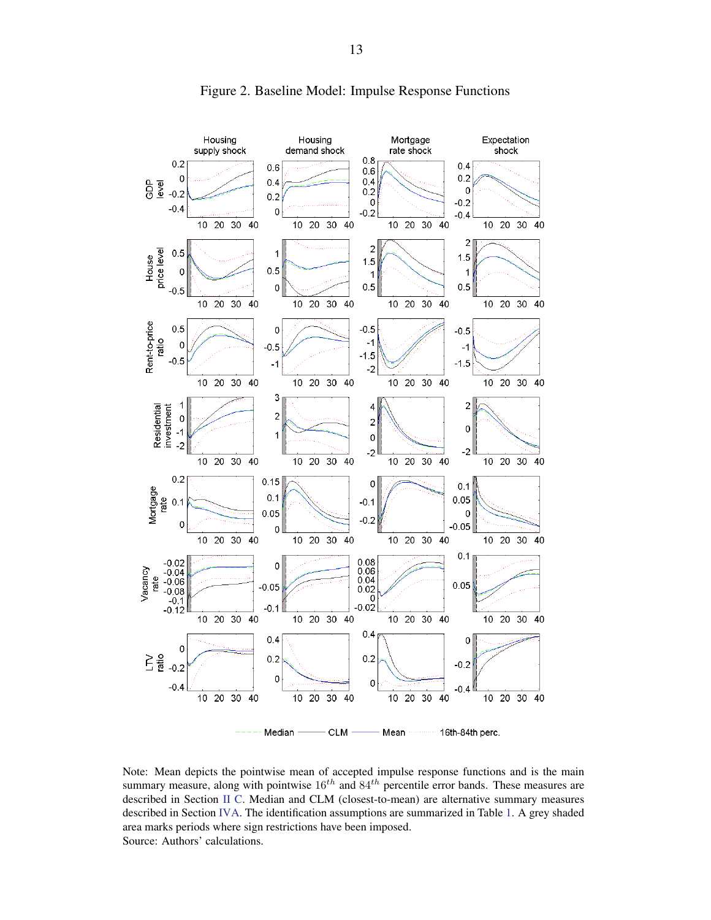Figure 2. Baseline Model: Impulse Response Functions

Note: Mean depicts the pointwise mean of accepted impulse response functions and is the main summary measure, along with pointwise $16^{th}$ and $84^{th}$ percentile error bands. These measures are described in Section II C. Median and CLM (closest-to-mean) are alternative summary measures described in Section IVA. The identification assumptions are summarized in Table 1. A grey shaded area marks periods where sign restrictions have been imposed.
Source: Authors' calculations.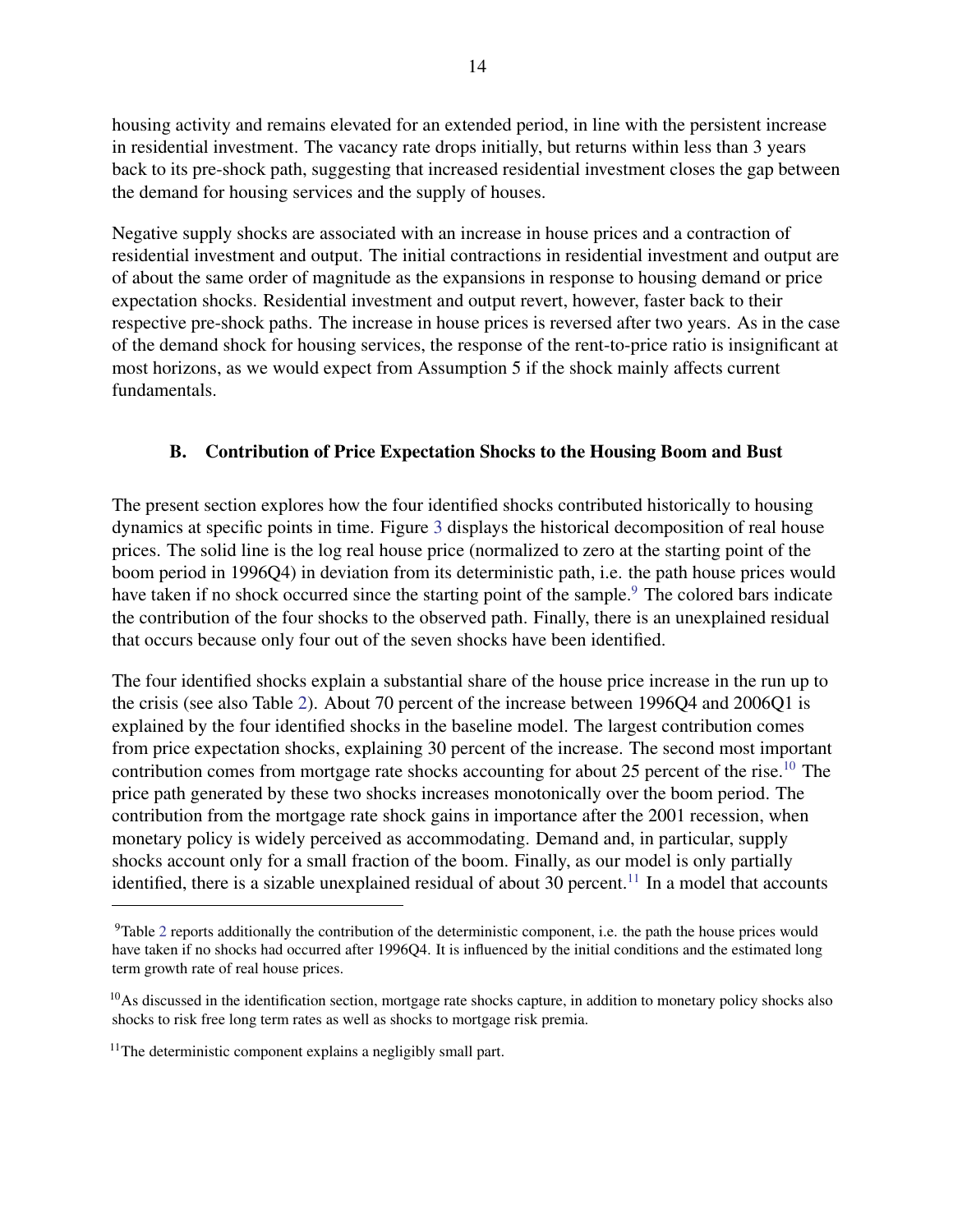housing activity and remains elevated for an extended period, in line with the persistent increase in residential investment. The vacancy rate drops initially, but returns within less than 3 years back to its pre-shock path, suggesting that increased residential investment closes the gap between the demand for housing services and the supply of houses.

Negative supply shocks are associated with an increase in house prices and a contraction of residential investment and output. The initial contractions in residential investment and output are of about the same order of magnitude as the expansions in response to housing demand or price expectation shocks. Residential investment and output revert, however, faster back to their respective pre-shock paths. The increase in house prices is reversed after two years. As in the case of the demand shock for housing services, the response of the rent-to-price ratio is insignificant at most horizons, as we would expect from Assumption 5 if the shock mainly affects current fundamentals.

### B. Contribution of Price Expectation Shocks to the Housing Boom and Bust

The present section explores how the four identified shocks contributed historically to housing dynamics at specific points in time. Figure 3 displays the historical decomposition of real house prices. The solid line is the log real house price (normalized to zero at the starting point of the boom period in 1996Q4) in deviation from its deterministic path, i.e. the path house prices would have taken if no shock occurred since the starting point of the sample.[9] The colored bars indicate the contribution of the four shocks to the observed path. Finally, there is an unexplained residual that occurs because only four out of the seven shocks have been identified.

The four identified shocks explain a substantial share of the house price increase in the run up to the crisis (see also Table 2). About 70 percent of the increase between 1996Q4 and 2006Q1 is explained by the four identified shocks in the baseline model. The largest contribution comes from price expectation shocks, explaining 30 percent of the increase. The second most important contribution comes from mortgage rate shocks accounting for about 25 percent of the rise.[10] The price path generated by these two shocks increases monotonically over the boom period. The contribution from the mortgage rate shock gains in importance after the 2001 recession, when monetary policy is widely perceived as accommodating. Demand and, in particular, supply shocks account only for a small fraction of the boom. Finally, as our model is only partially identified, there is a sizable unexplained residual of about 30 percent.[11] In a model that accounts

[9] Table 2 reports additionally the contribution of the deterministic component, i.e. the path the house prices would have taken if no shocks had occurred after 1996Q4. It is influenced by the initial conditions and the estimated long term growth rate of real house prices.

[10] As discussed in the identification section, mortgage rate shocks capture, in addition to monetary policy shocks also shocks to risk free long term rates as well as shocks to mortgage risk premia.

[11] The deterministic component explains a negligibly small part.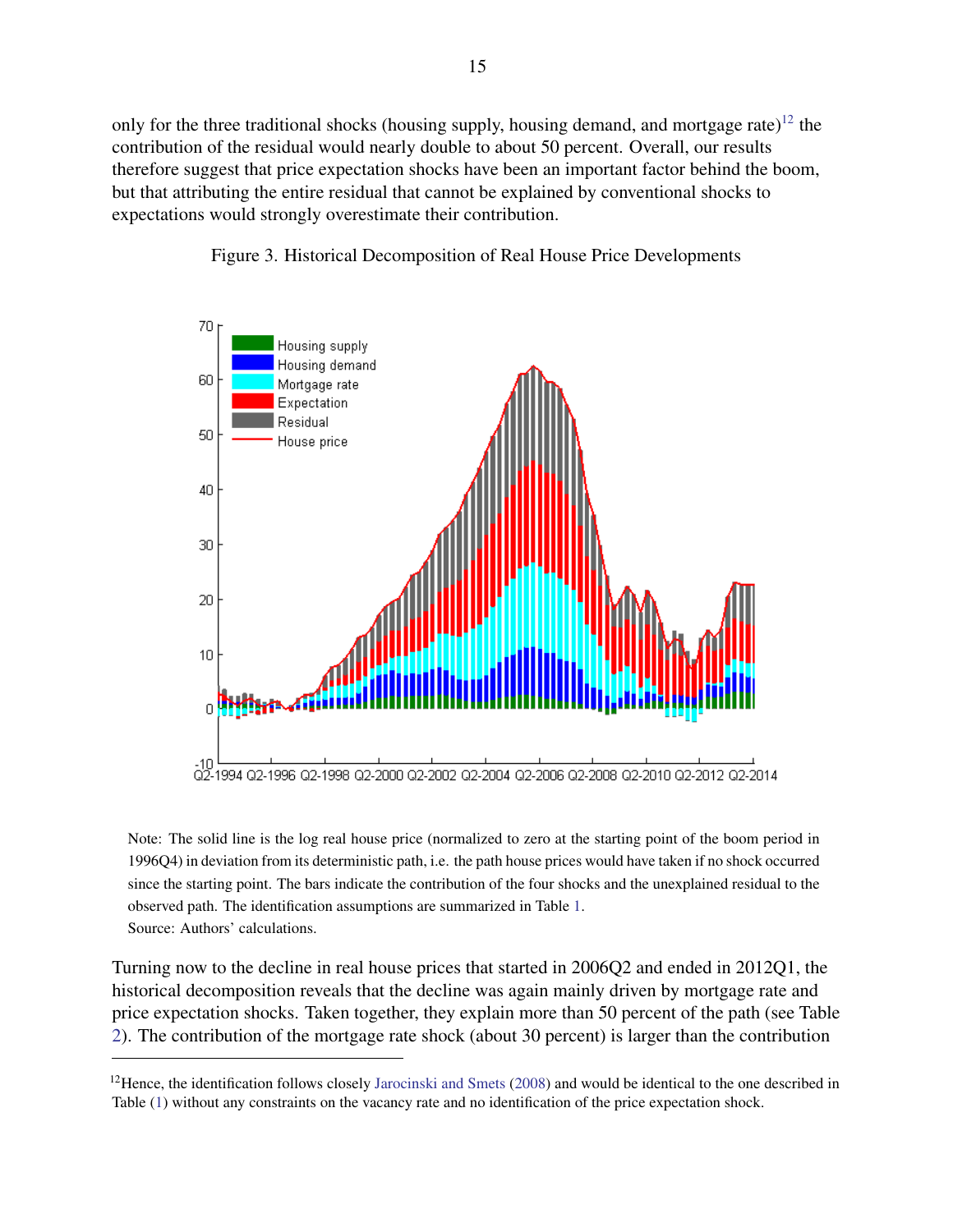only for the three traditional shocks (housing supply, housing demand, and mortgage rate)[12] the contribution of the residual would nearly double to about 50 percent. Overall, our results therefore suggest that price expectation shocks have been an important factor behind the boom, but that attributing the entire residual that cannot be explained by conventional shocks to expectations would strongly overestimate their contribution.

Figure 3. Historical Decomposition of Real House Price Developments

Note: The solid line is the log real house price (normalized to zero at the starting point of the boom period in 1996Q4) in deviation from its deterministic path, i.e. the path house prices would have taken if no shock occurred since the starting point. The bars indicate the contribution of the four shocks and the unexplained residual to the observed path. The identification assumptions are summarized in Table 1.

Source: Authors' calculations.

Turning now to the decline in real house prices that started in 2006Q2 and ended in 2012Q1, the historical decomposition reveals that the decline was again mainly driven by mortgage rate and price expectation shocks. Taken together, they explain more than 50 percent of the path (see Table 2). The contribution of the mortgage rate shock (about 30 percent) is larger than the contribution

[12]Hence, the identification follows closely Jarocinski and Smets (2008) and would be identical to the one described in Table (1) without any constraints on the vacancy rate and no identification of the price expectation shock.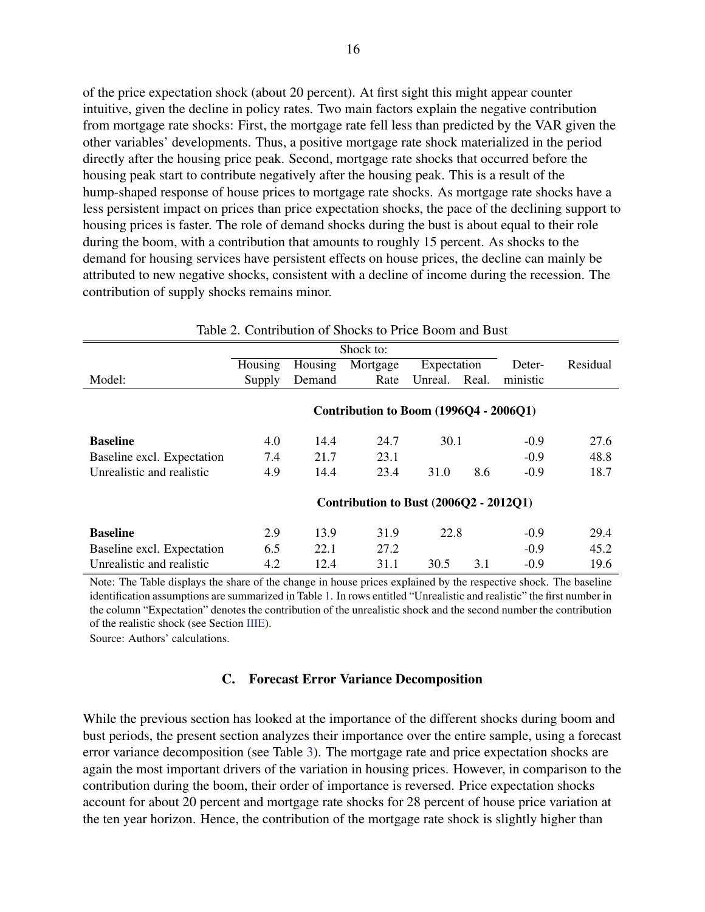of the price expectation shock (about 20 percent). At first sight this might appear counter intuitive, given the decline in policy rates. Two main factors explain the negative contribution from mortgage rate shocks: First, the mortgage rate fell less than predicted by the VAR given the other variables' developments. Thus, a positive mortgage rate shock materialized in the period directly after the housing price peak. Second, mortgage rate shocks that occurred before the housing peak start to contribute negatively after the housing peak. This is a result of the hump-shaped response of house prices to mortgage rate shocks. As mortgage rate shocks have a less persistent impact on prices than price expectation shocks, the pace of the declining support to housing prices is faster. The role of demand shocks during the bust is about equal to their role during the boom, with a contribution that amounts to roughly 15 percent. As shocks to the demand for housing services have persistent effects on house prices, the decline can mainly be attributed to new negative shocks, consistent with a decline of income during the recession. The contribution of supply shocks remains minor.

Table 2. Contribution of Shocks to Price Boom and Bust

| | Shock to: | | | | | | |
|---|---|---|---|---|---|---|---|
| | Housing | Housing | Mortgage | Expectation | | Deter- | Residual |
| Model: | Supply | Demand | Rate | Unreal. | Real. | ministic | |
| | **Contribution to Boom (1996Q4 - 2006Q1)** | | | | | | |
| **Baseline** | 4.0 | 14.4 | 24.7 | 30.1 | | -0.9 | 27.6 |
| Baseline excl. Expectation | 7.4 | 21.7 | 23.1 | | | -0.9 | 48.8 |
| Unrealistic and realistic | 4.9 | 14.4 | 23.4 | 31.0 | 8.6 | -0.9 | 18.7 |
| | **Contribution to Bust (2006Q2 - 2012Q1)** | | | | | | |
| **Baseline** | 2.9 | 13.9 | 31.9 | 22.8 | | -0.9 | 29.4 |
| Baseline excl. Expectation | 6.5 | 22.1 | 27.2 | | | -0.9 | 45.2 |
| Unrealistic and realistic | 4.2 | 12.4 | 31.1 | 30.5 | 3.1 | -0.9 | 19.6 |

Note: The Table displays the share of the change in house prices explained by the respective shock. The baseline identification assumptions are summarized in Table 1. In rows entitled "Unrealistic and realistic" the first number in the column "Expectation" denotes the contribution of the unrealistic shock and the second number the contribution of the realistic shock (see Section IIIE).

Source: Authors' calculations.

### C. Forecast Error Variance Decomposition

While the previous section has looked at the importance of the different shocks during boom and bust periods, the present section analyzes their importance over the entire sample, using a forecast error variance decomposition (see Table 3). The mortgage rate and price expectation shocks are again the most important drivers of the variation in housing prices. However, in comparison to the contribution during the boom, their order of importance is reversed. Price expectation shocks account for about 20 percent and mortgage rate shocks for 28 percent of house price variation at the ten year horizon. Hence, the contribution of the mortgage rate shock is slightly higher than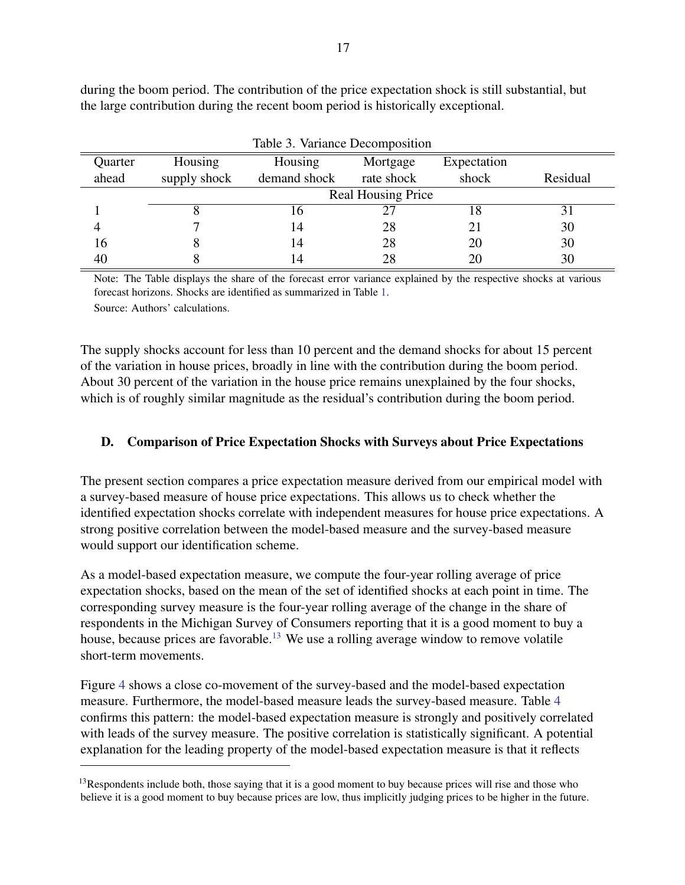during the boom period. The contribution of the price expectation shock is still substantial, but the large contribution during the recent boom period is historically exceptional.

Table 3. Variance Decomposition

| Quarter ahead | Housing supply shock | Housing demand shock | Mortgage rate shock | Expectation shock | Residual |
|---|---|---|---|---|---|
| | Real Housing Price | | | | |
| 1 | 8 | 16 | 27 | 18 | 31 |
| 4 | 7 | 14 | 28 | 21 | 30 |
| 16 | 8 | 14 | 28 | 20 | 30 |
| 40 | 8 | 14 | 28 | 20 | 30 |

Note: The Table displays the share of the forecast error variance explained by the respective shocks at various forecast horizons. Shocks are identified as summarized in Table 1.

Source: Authors' calculations.

The supply shocks account for less than 10 percent and the demand shocks for about 15 percent of the variation in house prices, broadly in line with the contribution during the boom period. About 30 percent of the variation in the house price remains unexplained by the four shocks, which is of roughly similar magnitude as the residual's contribution during the boom period.

### D. Comparison of Price Expectation Shocks with Surveys about Price Expectations

The present section compares a price expectation measure derived from our empirical model with a survey-based measure of house price expectations. This allows us to check whether the identified expectation shocks correlate with independent measures for house price expectations. A strong positive correlation between the model-based measure and the survey-based measure would support our identification scheme.

As a model-based expectation measure, we compute the four-year rolling average of price expectation shocks, based on the mean of the set of identified shocks at each point in time. The corresponding survey measure is the four-year rolling average of the change in the share of respondents in the Michigan Survey of Consumers reporting that it is a good moment to buy a house, because prices are favorable.[13] We use a rolling average window to remove volatile short-term movements.

Figure 4 shows a close co-movement of the survey-based and the model-based expectation measure. Furthermore, the model-based measure leads the survey-based measure. Table 4 confirms this pattern: the model-based expectation measure is strongly and positively correlated with leads of the survey measure. The positive correlation is statistically significant. A potential explanation for the leading property of the model-based expectation measure is that it reflects

[13] Respondents include both, those saying that it is a good moment to buy because prices will rise and those who believe it is a good moment to buy because prices are low, thus implicitly judging prices to be higher in the future.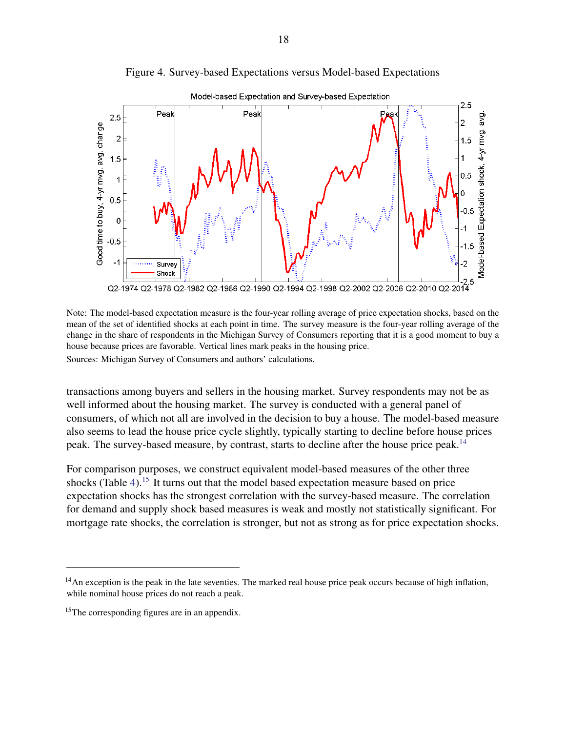Figure 4. Survey-based Expectations versus Model-based Expectations

Note: The model-based expectation measure is the four-year rolling average of price expectation shocks, based on the mean of the set of identified shocks at each point in time. The survey measure is the four-year rolling average of the change in the share of respondents in the Michigan Survey of Consumers reporting that it is a good moment to buy a house because prices are favorable. Vertical lines mark peaks in the housing price.

Sources: Michigan Survey of Consumers and authors' calculations.

transactions among buyers and sellers in the housing market. Survey respondents may not be as well informed about the housing market. The survey is conducted with a general panel of consumers, of which not all are involved in the decision to buy a house. The model-based measure also seems to lead the house price cycle slightly, typically starting to decline before house prices peak. The survey-based measure, by contrast, starts to decline after the house price peak.[14]

For comparison purposes, we construct equivalent model-based measures of the other three shocks (Table 4).[15] It turns out that the model based expectation measure based on price expectation shocks has the strongest correlation with the survey-based measure. The correlation for demand and supply shock based measures is weak and mostly not statistically significant. For mortgage rate shocks, the correlation is stronger, but not as strong as for price expectation shocks.

[14] An exception is the peak in the late seventies. The marked real house price peak occurs because of high inflation, while nominal house prices do not reach a peak.

[15] The corresponding figures are in an appendix.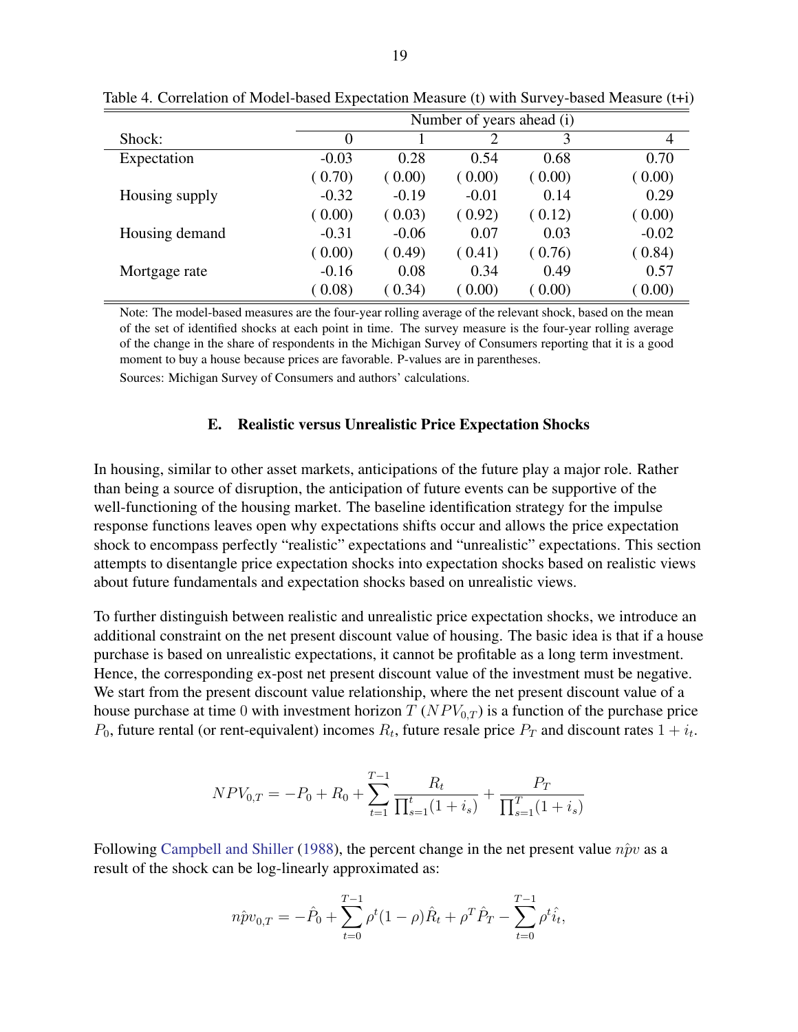Table 4. Correlation of Model-based Expectation Measure (t) with Survey-based Measure (t+i)

| | Number of years ahead (i) | | | | |
|---|---|---|---|---|---|
| Shock: | 0 | 1 | 2 | 3 | 4 |
| Expectation | -0.03 | 0.28 | 0.54 | 0.68 | 0.70 |
| | ( 0.70) | ( 0.00) | ( 0.00) | ( 0.00) | ( 0.00) |
| Housing supply | -0.32 | -0.19 | -0.01 | 0.14 | 0.29 |
| | ( 0.00) | ( 0.03) | ( 0.92) | ( 0.12) | ( 0.00) |
| Housing demand | -0.31 | -0.06 | 0.07 | 0.03 | -0.02 |
| | ( 0.00) | ( 0.49) | ( 0.41) | ( 0.76) | ( 0.84) |
| Mortgage rate | -0.16 | 0.08 | 0.34 | 0.49 | 0.57 |
| | ( 0.08) | ( 0.34) | ( 0.00) | ( 0.00) | ( 0.00) |

Note: The model-based measures are the four-year rolling average of the relevant shock, based on the mean of the set of identified shocks at each point in time. The survey measure is the four-year rolling average of the change in the share of respondents in the Michigan Survey of Consumers reporting that it is a good moment to buy a house because prices are favorable. P-values are in parentheses.

Sources: Michigan Survey of Consumers and authors' calculations.

### E. Realistic versus Unrealistic Price Expectation Shocks

In housing, similar to other asset markets, anticipations of the future play a major role. Rather than being a source of disruption, the anticipation of future events can be supportive of the well-functioning of the housing market. The baseline identification strategy for the impulse response functions leaves open why expectations shifts occur and allows the price expectation shock to encompass perfectly "realistic" expectations and "unrealistic" expectations. This section attempts to disentangle price expectation shocks into expectation shocks based on realistic views about future fundamentals and expectation shocks based on unrealistic views.

To further distinguish between realistic and unrealistic price expectation shocks, we introduce an additional constraint on the net present discount value of housing. The basic idea is that if a house purchase is based on unrealistic expectations, it cannot be profitable as a long term investment. Hence, the corresponding ex-post net present discount value of the investment must be negative. We start from the present discount value relationship, where the net present discount value of a house purchase at time $0$ with investment horizon $T$ ($NPV_{0,T}$) is a function of the purchase price $P_0$, future rental (or rent-equivalent) incomes $R_t$, future resale price $P_T$ and discount rates $1 + i_t$.

$$NPV_{0,T} = -P_0 + R_0 + \sum_{t=1}^{T-1} \frac{R_t}{\prod_{s=1}^{t}(1+i_s)} + \frac{P_T}{\prod_{s=1}^{T}(1+i_s)}$$

Following Campbell and Shiller (1988), the percent change in the net present value $n\hat{p}v$ as a result of the shock can be log-linearly approximated as:

$$n\hat{p}v_{0,T} = -\hat{P}_0 + \sum_{t=0}^{T-1} \rho^t (1-\rho)\hat{R}_t + \rho^T \hat{P}_T - \sum_{t=0}^{T-1} \rho^t \hat{i}_t,$$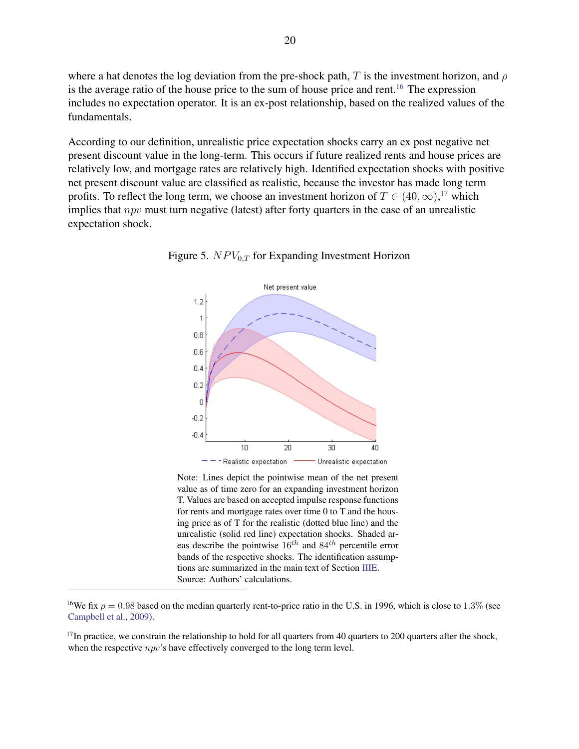where a hat denotes the log deviation from the pre-shock path, $T$ is the investment horizon, and $\rho$ is the average ratio of the house price to the sum of house price and rent.[16] The expression includes no expectation operator. It is an ex-post relationship, based on the realized values of the fundamentals.

According to our definition, unrealistic price expectation shocks carry an ex post negative net present discount value in the long-term. This occurs if future realized rents and house prices are relatively low, and mortgage rates are relatively high. Identified expectation shocks with positive net present discount value are classified as realistic, because the investor has made long term profits. To reflect the long term, we choose an investment horizon of $T \in (40, \infty)$,[17] which implies that $npv$ must turn negative (latest) after forty quarters in the case of an unrealistic expectation shock.

Figure 5. $NPV_{0,T}$ for Expanding Investment Horizon

Note: Lines depict the pointwise mean of the net present value as of time zero for an expanding investment horizon T. Values are based on accepted impulse response functions for rents and mortgage rates over time 0 to T and the housing price as of T for the realistic (dotted blue line) and the unrealistic (solid red line) expectation shocks. Shaded areas describe the pointwise $16^{th}$ and $84^{th}$ percentile error bands of the respective shocks. The identification assumptions are summarized in the main text of Section IIIE.
Source: Authors' calculations.

---

[16] We fix $\rho = 0.98$ based on the median quarterly rent-to-price ratio in the U.S. in 1996, which is close to $1.3\%$ (see Campbell et al., 2009).

[17] In practice, we constrain the relationship to hold for all quarters from 40 quarters to 200 quarters after the shock, when the respective $npv$'s have effectively converged to the long term level.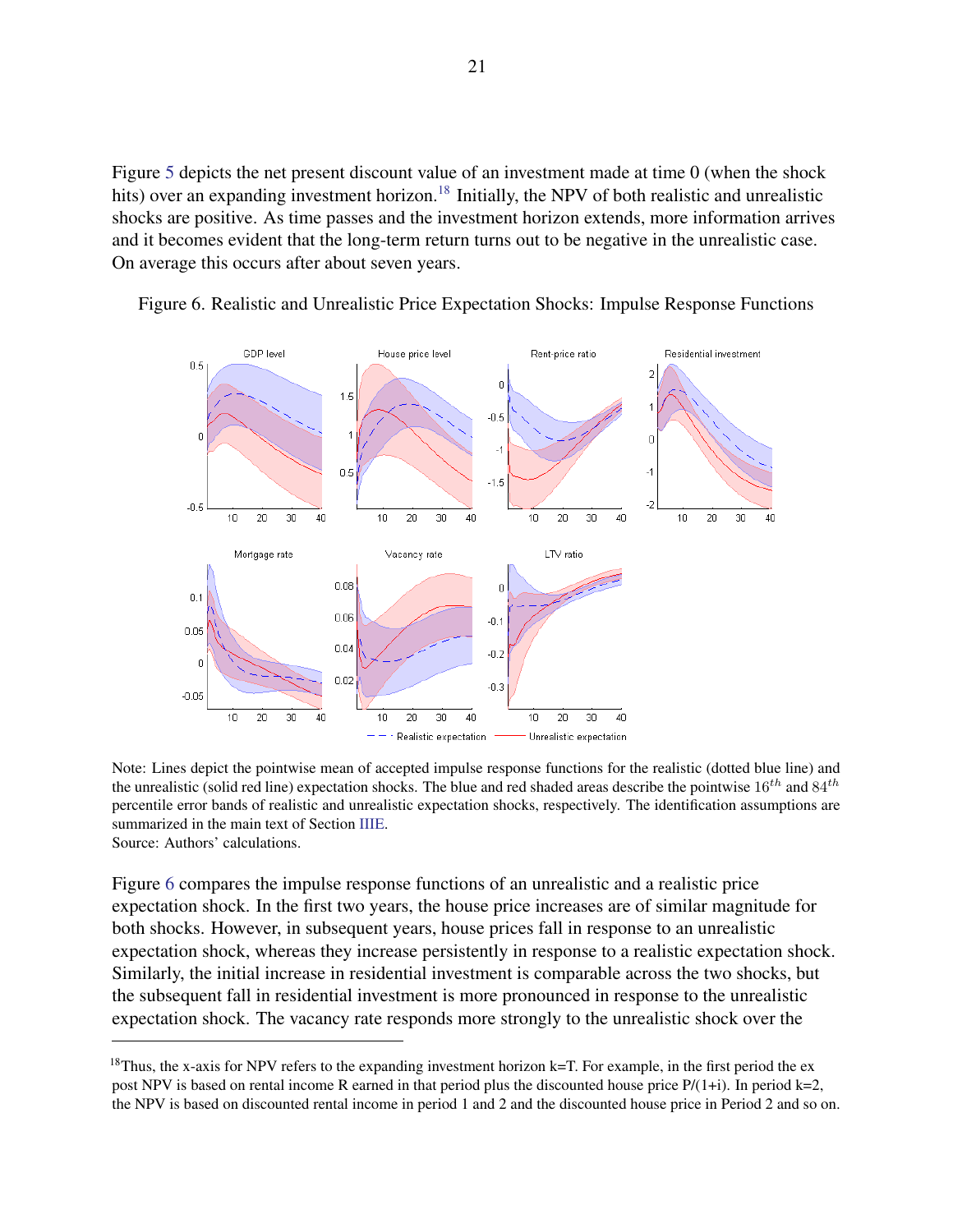Figure 5 depicts the net present discount value of an investment made at time 0 (when the shock hits) over an expanding investment horizon.[18] Initially, the NPV of both realistic and unrealistic shocks are positive. As time passes and the investment horizon extends, more information arrives and it becomes evident that the long-term return turns out to be negative in the unrealistic case. On average this occurs after about seven years.

Figure 6. Realistic and Unrealistic Price Expectation Shocks: Impulse Response Functions

Note: Lines depict the pointwise mean of accepted impulse response functions for the realistic (dotted blue line) and the unrealistic (solid red line) expectation shocks. The blue and red shaded areas describe the pointwise $16^{th}$ and $84^{th}$ percentile error bands of realistic and unrealistic expectation shocks, respectively. The identification assumptions are summarized in the main text of Section IIIE.
Source: Authors' calculations.

Figure 6 compares the impulse response functions of an unrealistic and a realistic price expectation shock. In the first two years, the house price increases are of similar magnitude for both shocks. However, in subsequent years, house prices fall in response to an unrealistic expectation shock, whereas they increase persistently in response to a realistic expectation shock. Similarly, the initial increase in residential investment is comparable across the two shocks, but the subsequent fall in residential investment is more pronounced in response to the unrealistic expectation shock. The vacancy rate responds more strongly to the unrealistic shock over the

[18] Thus, the x-axis for NPV refers to the expanding investment horizon k=T. For example, in the first period the ex post NPV is based on rental income R earned in that period plus the discounted house price P/(1+i). In period k=2, the NPV is based on discounted rental income in period 1 and 2 and the discounted house price in Period 2 and so on.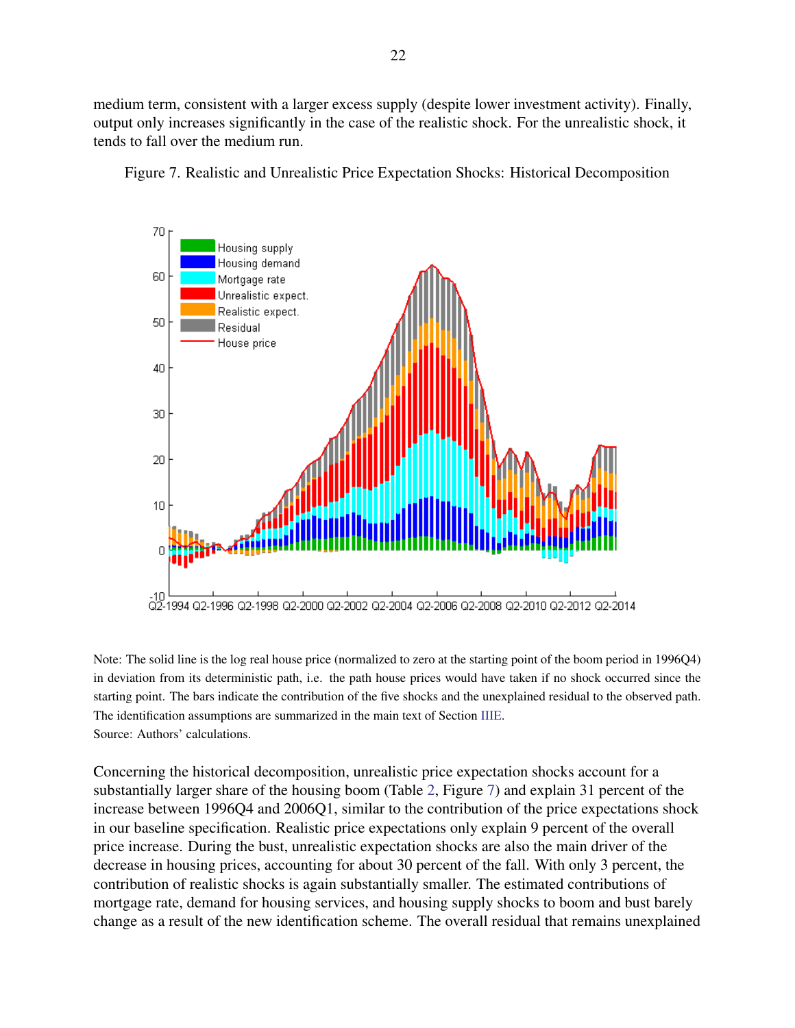medium term, consistent with a larger excess supply (despite lower investment activity). Finally, output only increases significantly in the case of the realistic shock. For the unrealistic shock, it tends to fall over the medium run.

Figure 7. Realistic and Unrealistic Price Expectation Shocks: Historical Decomposition

Note: The solid line is the log real house price (normalized to zero at the starting point of the boom period in 1996Q4) in deviation from its deterministic path, i.e. the path house prices would have taken if no shock occurred since the starting point. The bars indicate the contribution of the five shocks and the unexplained residual to the observed path. The identification assumptions are summarized in the main text of Section IIIE.
Source: Authors' calculations.

Concerning the historical decomposition, unrealistic price expectation shocks account for a substantially larger share of the housing boom (Table 2, Figure 7) and explain 31 percent of the increase between 1996Q4 and 2006Q1, similar to the contribution of the price expectations shock in our baseline specification. Realistic price expectations only explain 9 percent of the overall price increase. During the bust, unrealistic expectation shocks are also the main driver of the decrease in housing prices, accounting for about 30 percent of the fall. With only 3 percent, the contribution of realistic shocks is again substantially smaller. The estimated contributions of mortgage rate, demand for housing services, and housing supply shocks to boom and bust barely change as a result of the new identification scheme. The overall residual that remains unexplained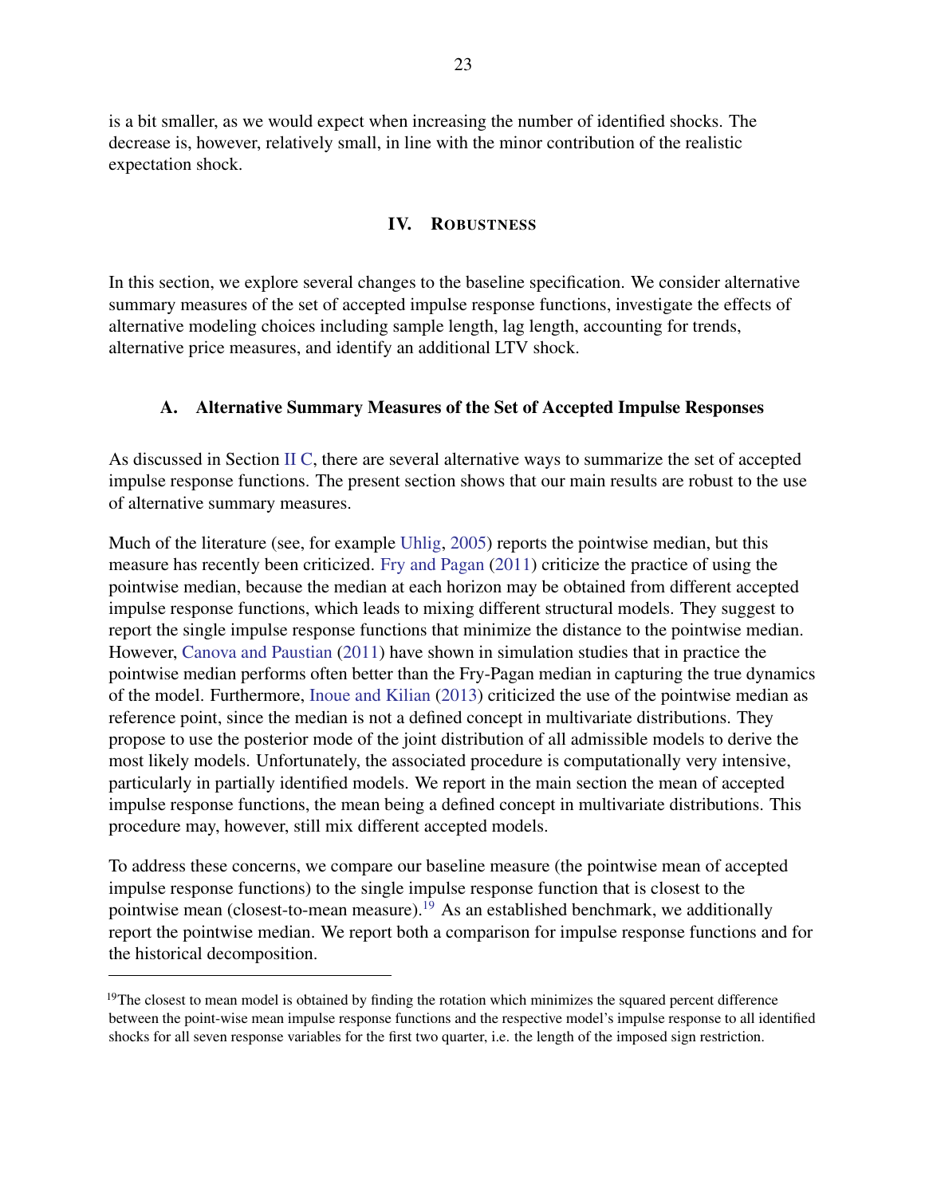is a bit smaller, as we would expect when increasing the number of identified shocks. The decrease is, however, relatively small, in line with the minor contribution of the realistic expectation shock.

## IV. Robustness

In this section, we explore several changes to the baseline specification. We consider alternative summary measures of the set of accepted impulse response functions, investigate the effects of alternative modeling choices including sample length, lag length, accounting for trends, alternative price measures, and identify an additional LTV shock.

### A. Alternative Summary Measures of the Set of Accepted Impulse Responses

As discussed in Section II C, there are several alternative ways to summarize the set of accepted impulse response functions. The present section shows that our main results are robust to the use of alternative summary measures.

Much of the literature (see, for example Uhlig, 2005) reports the pointwise median, but this measure has recently been criticized. Fry and Pagan (2011) criticize the practice of using the pointwise median, because the median at each horizon may be obtained from different accepted impulse response functions, which leads to mixing different structural models. They suggest to report the single impulse response functions that minimize the distance to the pointwise median. However, Canova and Paustian (2011) have shown in simulation studies that in practice the pointwise median performs often better than the Fry-Pagan median in capturing the true dynamics of the model. Furthermore, Inoue and Kilian (2013) criticized the use of the pointwise median as reference point, since the median is not a defined concept in multivariate distributions. They propose to use the posterior mode of the joint distribution of all admissible models to derive the most likely models. Unfortunately, the associated procedure is computationally very intensive, particularly in partially identified models. We report in the main section the mean of accepted impulse response functions, the mean being a defined concept in multivariate distributions. This procedure may, however, still mix different accepted models.

To address these concerns, we compare our baseline measure (the pointwise mean of accepted impulse response functions) to the single impulse response function that is closest to the pointwise mean (closest-to-mean measure).[19] As an established benchmark, we additionally report the pointwise median. We report both a comparison for impulse response functions and for the historical decomposition.

---

[19]The closest to mean model is obtained by finding the rotation which minimizes the squared percent difference between the point-wise mean impulse response functions and the respective model's impulse response to all identified shocks for all seven response variables for the first two quarter, i.e. the length of the imposed sign restriction.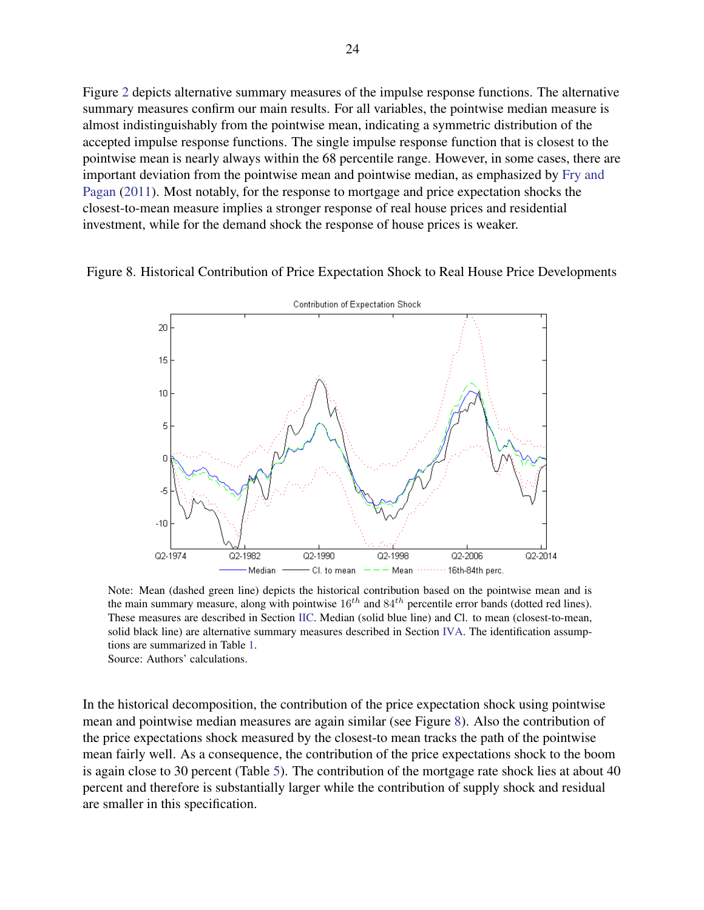Figure 2 depicts alternative summary measures of the impulse response functions. The alternative summary measures confirm our main results. For all variables, the pointwise median measure is almost indistinguishably from the pointwise mean, indicating a symmetric distribution of the accepted impulse response functions. The single impulse response function that is closest to the pointwise mean is nearly always within the 68 percentile range. However, in some cases, there are important deviation from the pointwise mean and pointwise median, as emphasized by Fry and Pagan (2011). Most notably, for the response to mortgage and price expectation shocks the closest-to-mean measure implies a stronger response of real house prices and residential investment, while for the demand shock the response of house prices is weaker.

Figure 8. Historical Contribution of Price Expectation Shock to Real House Price Developments

Note: Mean (dashed green line) depicts the historical contribution based on the pointwise mean and is the main summary measure, along with pointwise $16^{th}$ and $84^{th}$ percentile error bands (dotted red lines). These measures are described in Section IIC. Median (solid blue line) and Cl. to mean (closest-to-mean, solid black line) are alternative summary measures described in Section IVA. The identification assumptions are summarized in Table 1.
Source: Authors' calculations.

In the historical decomposition, the contribution of the price expectation shock using pointwise mean and pointwise median measures are again similar (see Figure 8). Also the contribution of the price expectations shock measured by the closest-to mean tracks the path of the pointwise mean fairly well. As a consequence, the contribution of the price expectations shock to the boom is again close to 30 percent (Table 5). The contribution of the mortgage rate shock lies at about 40 percent and therefore is substantially larger while the contribution of supply shock and residual are smaller in this specification.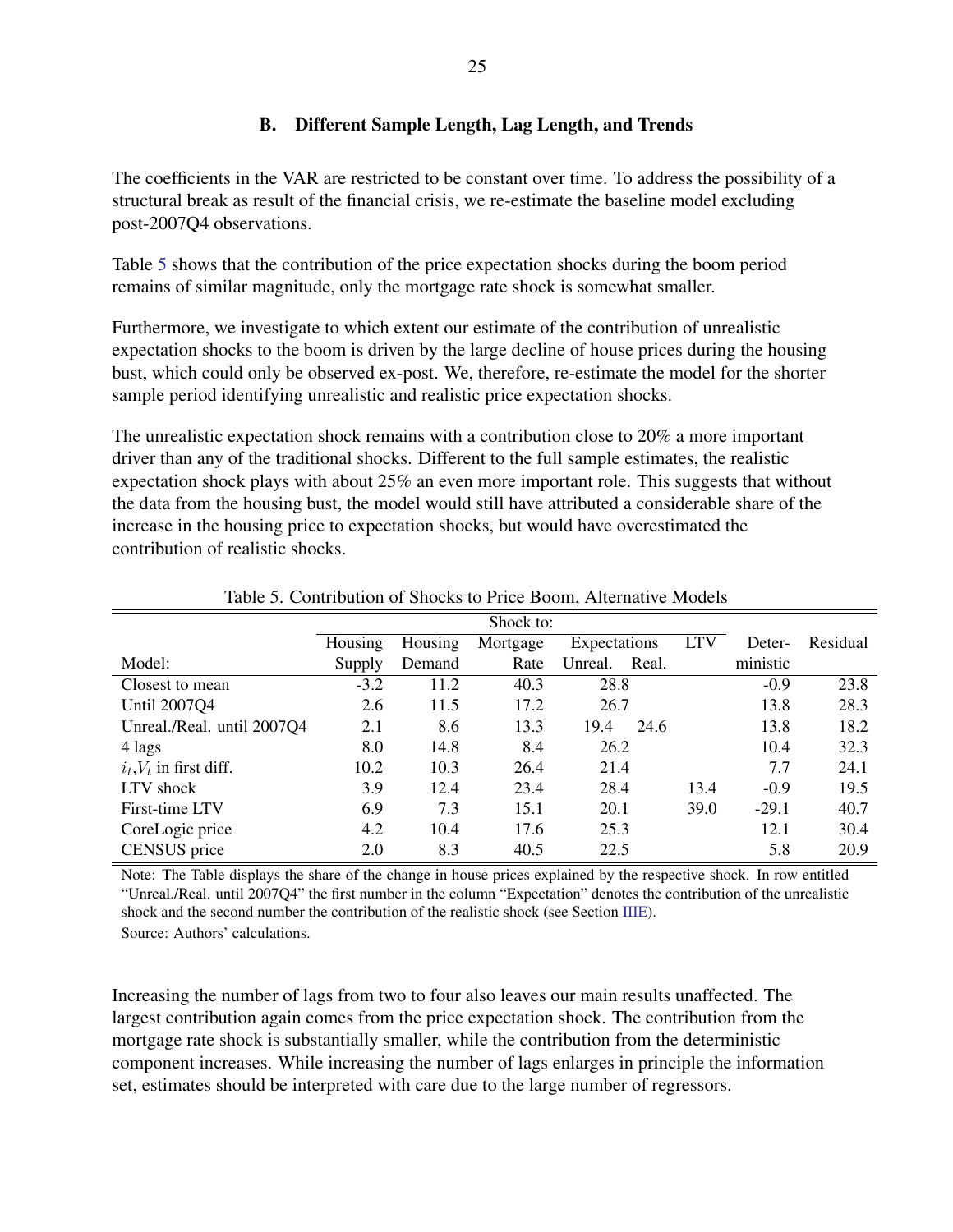### B. Different Sample Length, Lag Length, and Trends

The coefficients in the VAR are restricted to be constant over time. To address the possibility of a structural break as result of the financial crisis, we re-estimate the baseline model excluding post-2007Q4 observations.

Table 5 shows that the contribution of the price expectation shocks during the boom period remains of similar magnitude, only the mortgage rate shock is somewhat smaller.

Furthermore, we investigate to which extent our estimate of the contribution of unrealistic expectation shocks to the boom is driven by the large decline of house prices during the housing bust, which could only be observed ex-post. We, therefore, re-estimate the model for the shorter sample period identifying unrealistic and realistic price expectation shocks.

The unrealistic expectation shock remains with a contribution close to 20% a more important driver than any of the traditional shocks. Different to the full sample estimates, the realistic expectation shock plays with about 25% an even more important role. This suggests that without the data from the housing bust, the model would still have attributed a considerable share of the increase in the housing price to expectation shocks, but would have overestimated the contribution of realistic shocks.

Table 5. Contribution of Shocks to Price Boom, Alternative Models

| | Shock to: | | | | | | | |
|---|---|---|---|---|---|---|---|---|
| | Housing | Housing | Mortgage | Expectations | | LTV | Deter- | Residual |
| Model: | Supply | Demand | Rate | Unreal. | Real. | | ministic | |
| Closest to mean | -3.2 | 11.2 | 40.3 | 28.8 | | | -0.9 | 23.8 |
| Until 2007Q4 | 2.6 | 11.5 | 17.2 | 26.7 | | | 13.8 | 28.3 |
| Unreal./Real. until 2007Q4 | 2.1 | 8.6 | 13.3 | 19.4 | 24.6 | | 13.8 | 18.2 |
| 4 lags | 8.0 | 14.8 | 8.4 | 26.2 | | | 10.4 | 32.3 |
| $i_t$,$V_t$ in first diff. | 10.2 | 10.3 | 26.4 | 21.4 | | | 7.7 | 24.1 |
| LTV shock | 3.9 | 12.4 | 23.4 | 28.4 | | 13.4 | -0.9 | 19.5 |
| First-time LTV | 6.9 | 7.3 | 15.1 | 20.1 | | 39.0 | -29.1 | 40.7 |
| CoreLogic price | 4.2 | 10.4 | 17.6 | 25.3 | | | 12.1 | 30.4 |
| CENSUS price | 2.0 | 8.3 | 40.5 | 22.5 | | | 5.8 | 20.9 |

Note: The Table displays the share of the change in house prices explained by the respective shock. In row entitled "Unreal./Real. until 2007Q4" the first number in the column "Expectation" denotes the contribution of the unrealistic shock and the second number the contribution of the realistic shock (see Section IIIE).

Source: Authors' calculations.

Increasing the number of lags from two to four also leaves our main results unaffected. The largest contribution again comes from the price expectation shock. The contribution from the mortgage rate shock is substantially smaller, while the contribution from the deterministic component increases. While increasing the number of lags enlarges in principle the information set, estimates should be interpreted with care due to the large number of regressors.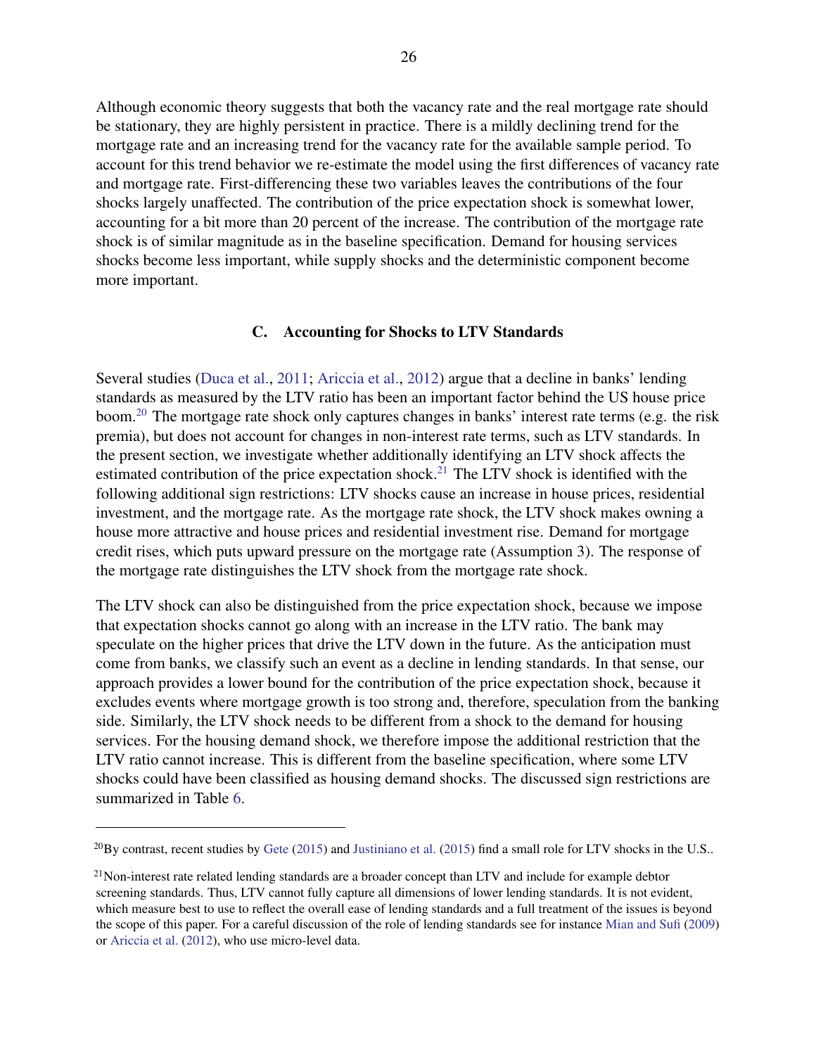Although economic theory suggests that both the vacancy rate and the real mortgage rate should be stationary, they are highly persistent in practice. There is a mildly declining trend for the mortgage rate and an increasing trend for the vacancy rate for the available sample period. To account for this trend behavior we re-estimate the model using the first differences of vacancy rate and mortgage rate. First-differencing these two variables leaves the contributions of the four shocks largely unaffected. The contribution of the price expectation shock is somewhat lower, accounting for a bit more than 20 percent of the increase. The contribution of the mortgage rate shock is of similar magnitude as in the baseline specification. Demand for housing services shocks become less important, while supply shocks and the deterministic component become more important.

### C. Accounting for Shocks to LTV Standards

Several studies (Duca et al., 2011; Ariccia et al., 2012) argue that a decline in banks' lending standards as measured by the LTV ratio has been an important factor behind the US house price boom.[20] The mortgage rate shock only captures changes in banks' interest rate terms (e.g. the risk premia), but does not account for changes in non-interest rate terms, such as LTV standards. In the present section, we investigate whether additionally identifying an LTV shock affects the estimated contribution of the price expectation shock.[21] The LTV shock is identified with the following additional sign restrictions: LTV shocks cause an increase in house prices, residential investment, and the mortgage rate. As the mortgage rate shock, the LTV shock makes owning a house more attractive and house prices and residential investment rise. Demand for mortgage credit rises, which puts upward pressure on the mortgage rate (Assumption 3). The response of the mortgage rate distinguishes the LTV shock from the mortgage rate shock.

The LTV shock can also be distinguished from the price expectation shock, because we impose that expectation shocks cannot go along with an increase in the LTV ratio. The bank may speculate on the higher prices that drive the LTV down in the future. As the anticipation must come from banks, we classify such an event as a decline in lending standards. In that sense, our approach provides a lower bound for the contribution of the price expectation shock, because it excludes events where mortgage growth is too strong and, therefore, speculation from the banking side. Similarly, the LTV shock needs to be different from a shock to the demand for housing services. For the housing demand shock, we therefore impose the additional restriction that the LTV ratio cannot increase. This is different from the baseline specification, where some LTV shocks could have been classified as housing demand shocks. The discussed sign restrictions are summarized in Table 6.

---

[20] By contrast, recent studies by Gete (2015) and Justiniano et al. (2015) find a small role for LTV shocks in the U.S..

[21] Non-interest rate related lending standards are a broader concept than LTV and include for example debtor screening standards. Thus, LTV cannot fully capture all dimensions of lower lending standards. It is not evident, which measure best to use to reflect the overall ease of lending standards and a full treatment of the issues is beyond the scope of this paper. For a careful discussion of the role of lending standards see for instance Mian and Sufi (2009) or Ariccia et al. (2012), who use micro-level data.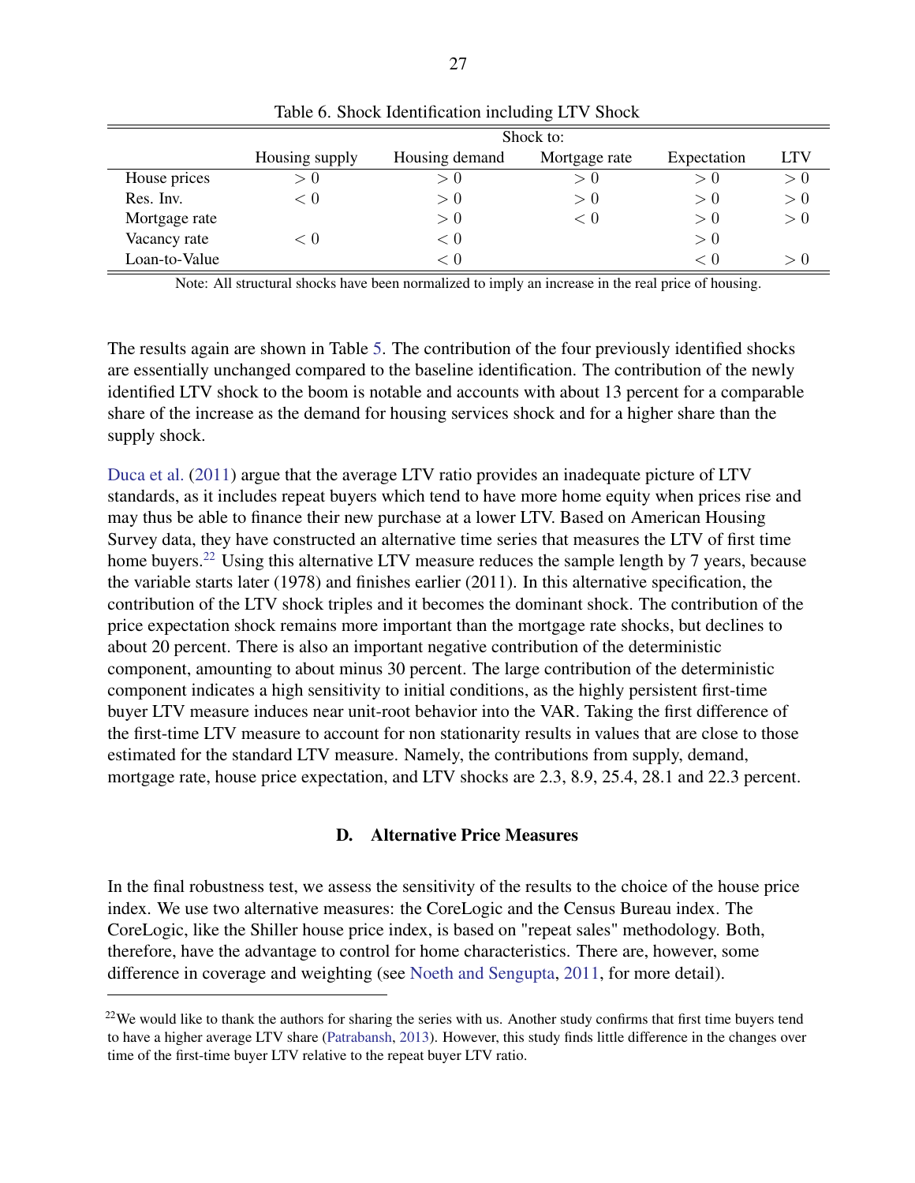Table 6. Shock Identification including LTV Shock

| | Shock to: | | | | |
|---|---|---|---|---|---|
| | Housing supply | Housing demand | Mortgage rate | Expectation | LTV |
| House prices | $>0$ | $>0$ | $>0$ | $>0$ | $>0$ |
| Res. Inv. | $<0$ | $>0$ | $>0$ | $>0$ | $>0$ |
| Mortgage rate | | $>0$ | $<0$ | $>0$ | $>0$ |
| Vacancy rate | $<0$ | $<0$ | | $>0$ | |
| Loan-to-Value | | $<0$ | | $<0$ | $>0$ |

Note: All structural shocks have been normalized to imply an increase in the real price of housing.

The results again are shown in Table 5. The contribution of the four previously identified shocks are essentially unchanged compared to the baseline identification. The contribution of the newly identified LTV shock to the boom is notable and accounts with about 13 percent for a comparable share of the increase as the demand for housing services shock and for a higher share than the supply shock.

Duca et al. (2011) argue that the average LTV ratio provides an inadequate picture of LTV standards, as it includes repeat buyers which tend to have more home equity when prices rise and may thus be able to finance their new purchase at a lower LTV. Based on American Housing Survey data, they have constructed an alternative time series that measures the LTV of first time home buyers.[22] Using this alternative LTV measure reduces the sample length by 7 years, because the variable starts later (1978) and finishes earlier (2011). In this alternative specification, the contribution of the LTV shock triples and it becomes the dominant shock. The contribution of the price expectation shock remains more important than the mortgage rate shocks, but declines to about 20 percent. There is also an important negative contribution of the deterministic component, amounting to about minus 30 percent. The large contribution of the deterministic component indicates a high sensitivity to initial conditions, as the highly persistent first-time buyer LTV measure induces near unit-root behavior into the VAR. Taking the first difference of the first-time LTV measure to account for non stationarity results in values that are close to those estimated for the standard LTV measure. Namely, the contributions from supply, demand, mortgage rate, house price expectation, and LTV shocks are 2.3, 8.9, 25.4, 28.1 and 22.3 percent.

### D. Alternative Price Measures

In the final robustness test, we assess the sensitivity of the results to the choice of the house price index. We use two alternative measures: the CoreLogic and the Census Bureau index. The CoreLogic, like the Shiller house price index, is based on "repeat sales" methodology. Both, therefore, have the advantage to control for home characteristics. There are, however, some difference in coverage and weighting (see Noeth and Sengupta, 2011, for more detail).

[22] We would like to thank the authors for sharing the series with us. Another study confirms that first time buyers tend to have a higher average LTV share (Patrabansh, 2013). However, this study finds little difference in the changes over time of the first-time buyer LTV relative to the repeat buyer LTV ratio.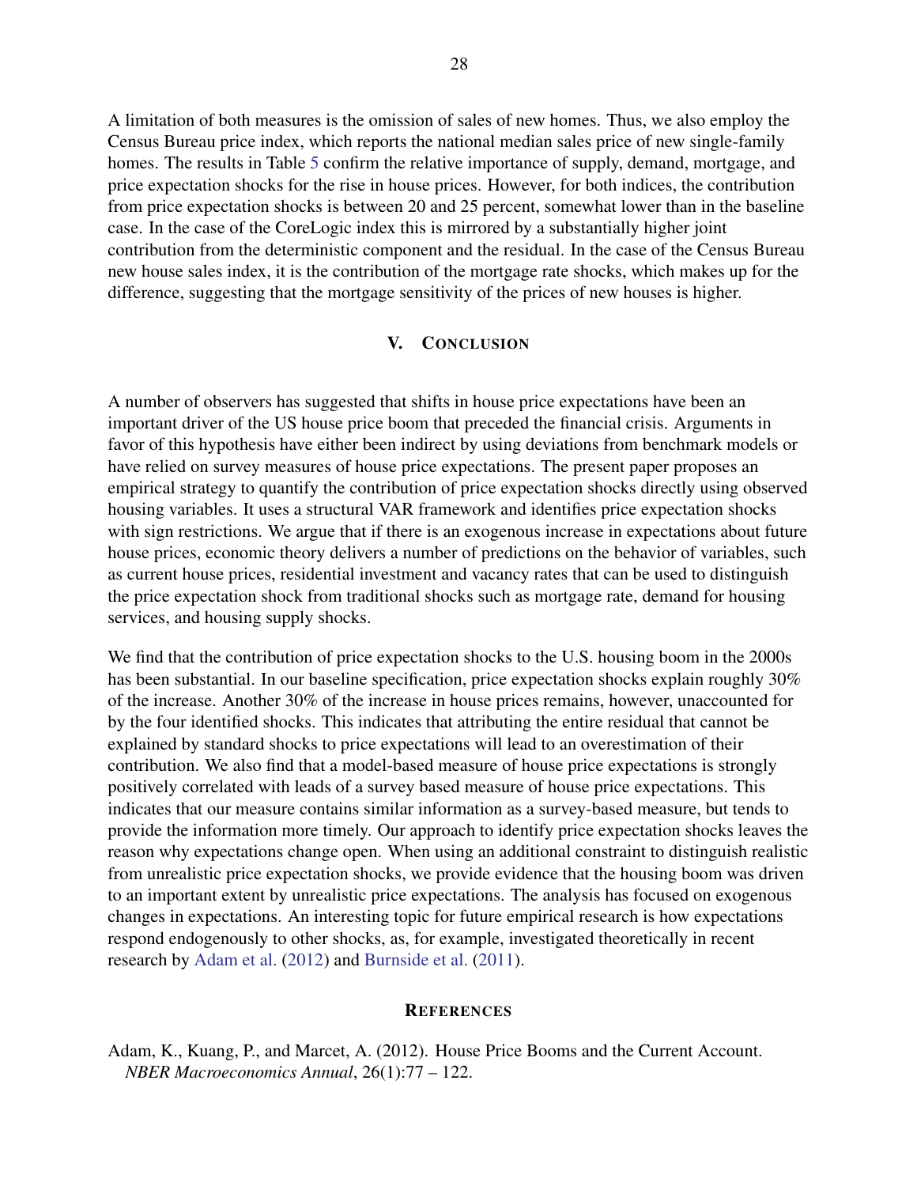A limitation of both measures is the omission of sales of new homes. Thus, we also employ the Census Bureau price index, which reports the national median sales price of new single-family homes. The results in Table 5 confirm the relative importance of supply, demand, mortgage, and price expectation shocks for the rise in house prices. However, for both indices, the contribution from price expectation shocks is between 20 and 25 percent, somewhat lower than in the baseline case. In the case of the CoreLogic index this is mirrored by a substantially higher joint contribution from the deterministic component and the residual. In the case of the Census Bureau new house sales index, it is the contribution of the mortgage rate shocks, which makes up for the difference, suggesting that the mortgage sensitivity of the prices of new houses is higher.

## V. Conclusion

A number of observers has suggested that shifts in house price expectations have been an important driver of the US house price boom that preceded the financial crisis. Arguments in favor of this hypothesis have either been indirect by using deviations from benchmark models or have relied on survey measures of house price expectations. The present paper proposes an empirical strategy to quantify the contribution of price expectation shocks directly using observed housing variables. It uses a structural VAR framework and identifies price expectation shocks with sign restrictions. We argue that if there is an exogenous increase in expectations about future house prices, economic theory delivers a number of predictions on the behavior of variables, such as current house prices, residential investment and vacancy rates that can be used to distinguish the price expectation shock from traditional shocks such as mortgage rate, demand for housing services, and housing supply shocks.

We find that the contribution of price expectation shocks to the U.S. housing boom in the 2000s has been substantial. In our baseline specification, price expectation shocks explain roughly 30% of the increase. Another 30% of the increase in house prices remains, however, unaccounted for by the four identified shocks. This indicates that attributing the entire residual that cannot be explained by standard shocks to price expectations will lead to an overestimation of their contribution. We also find that a model-based measure of house price expectations is strongly positively correlated with leads of a survey based measure of house price expectations. This indicates that our measure contains similar information as a survey-based measure, but tends to provide the information more timely. Our approach to identify price expectation shocks leaves the reason why expectations change open. When using an additional constraint to distinguish realistic from unrealistic price expectation shocks, we provide evidence that the housing boom was driven to an important extent by unrealistic price expectations. The analysis has focused on exogenous changes in expectations. An interesting topic for future empirical research is how expectations respond endogenously to other shocks, as, for example, investigated theoretically in recent research by Adam et al. (2012) and Burnside et al. (2011).

## References

Adam, K., Kuang, P., and Marcet, A. (2012). House Price Booms and the Current Account. *NBER Macroeconomics Annual*, 26(1):77 – 122.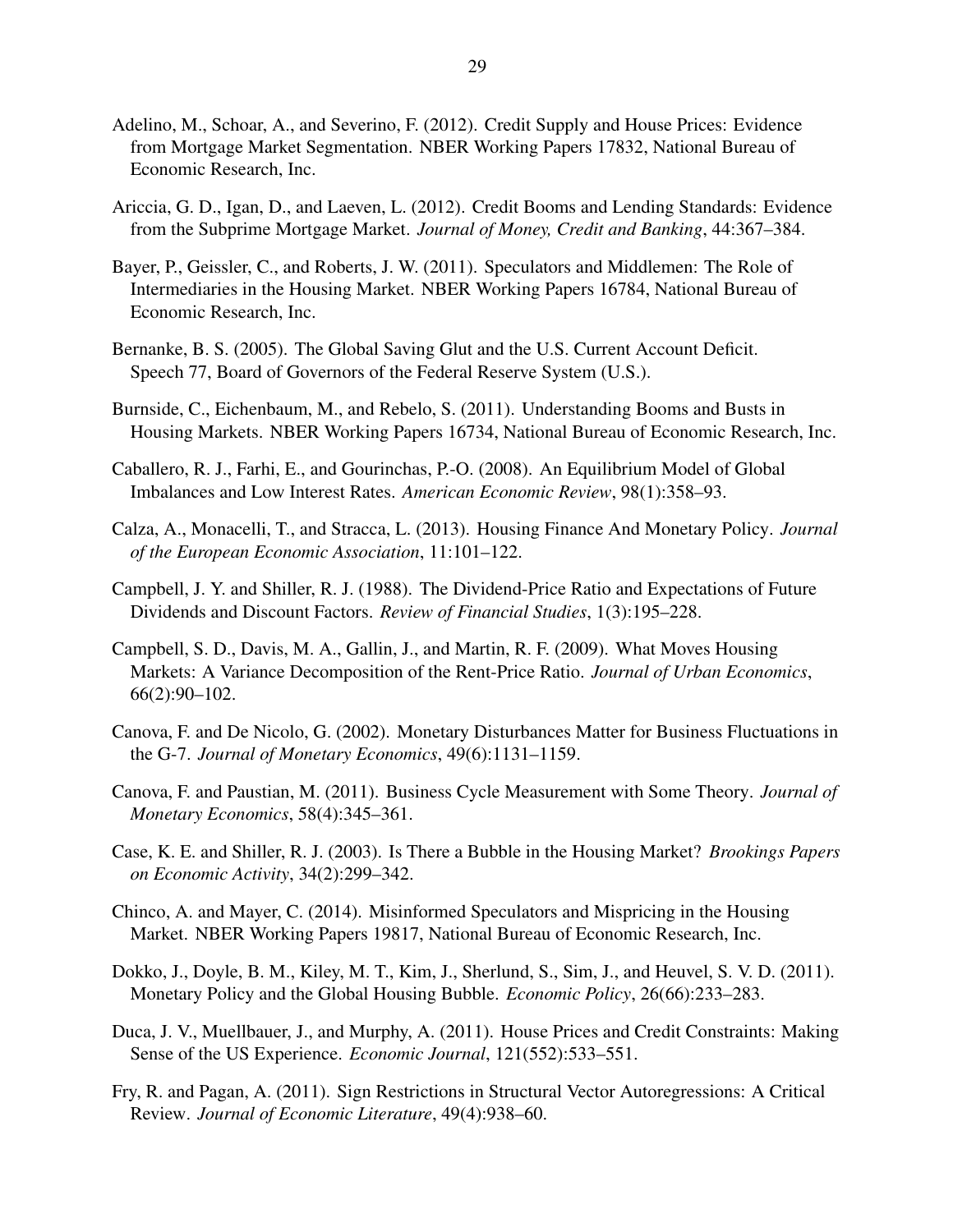Adelino, M., Schoar, A., and Severino, F. (2012). Credit Supply and House Prices: Evidence from Mortgage Market Segmentation. NBER Working Papers 17832, National Bureau of Economic Research, Inc.

Ariccia, G. D., Igan, D., and Laeven, L. (2012). Credit Booms and Lending Standards: Evidence from the Subprime Mortgage Market. *Journal of Money, Credit and Banking*, 44:367–384.

Bayer, P., Geissler, C., and Roberts, J. W. (2011). Speculators and Middlemen: The Role of Intermediaries in the Housing Market. NBER Working Papers 16784, National Bureau of Economic Research, Inc.

Bernanke, B. S. (2005). The Global Saving Glut and the U.S. Current Account Deficit. Speech 77, Board of Governors of the Federal Reserve System (U.S.).

Burnside, C., Eichenbaum, M., and Rebelo, S. (2011). Understanding Booms and Busts in Housing Markets. NBER Working Papers 16734, National Bureau of Economic Research, Inc.

Caballero, R. J., Farhi, E., and Gourinchas, P.-O. (2008). An Equilibrium Model of Global Imbalances and Low Interest Rates. *American Economic Review*, 98(1):358–93.

Calza, A., Monacelli, T., and Stracca, L. (2013). Housing Finance And Monetary Policy. *Journal of the European Economic Association*, 11:101–122.

Campbell, J. Y. and Shiller, R. J. (1988). The Dividend-Price Ratio and Expectations of Future Dividends and Discount Factors. *Review of Financial Studies*, 1(3):195–228.

Campbell, S. D., Davis, M. A., Gallin, J., and Martin, R. F. (2009). What Moves Housing Markets: A Variance Decomposition of the Rent-Price Ratio. *Journal of Urban Economics*, 66(2):90–102.

Canova, F. and De Nicolo, G. (2002). Monetary Disturbances Matter for Business Fluctuations in the G-7. *Journal of Monetary Economics*, 49(6):1131–1159.

Canova, F. and Paustian, M. (2011). Business Cycle Measurement with Some Theory. *Journal of Monetary Economics*, 58(4):345–361.

Case, K. E. and Shiller, R. J. (2003). Is There a Bubble in the Housing Market? *Brookings Papers on Economic Activity*, 34(2):299–342.

Chinco, A. and Mayer, C. (2014). Misinformed Speculators and Mispricing in the Housing Market. NBER Working Papers 19817, National Bureau of Economic Research, Inc.

Dokko, J., Doyle, B. M., Kiley, M. T., Kim, J., Sherlund, S., Sim, J., and Heuvel, S. V. D. (2011). Monetary Policy and the Global Housing Bubble. *Economic Policy*, 26(66):233–283.

Duca, J. V., Muellbauer, J., and Murphy, A. (2011). House Prices and Credit Constraints: Making Sense of the US Experience. *Economic Journal*, 121(552):533–551.

Fry, R. and Pagan, A. (2011). Sign Restrictions in Structural Vector Autoregressions: A Critical Review. *Journal of Economic Literature*, 49(4):938–60.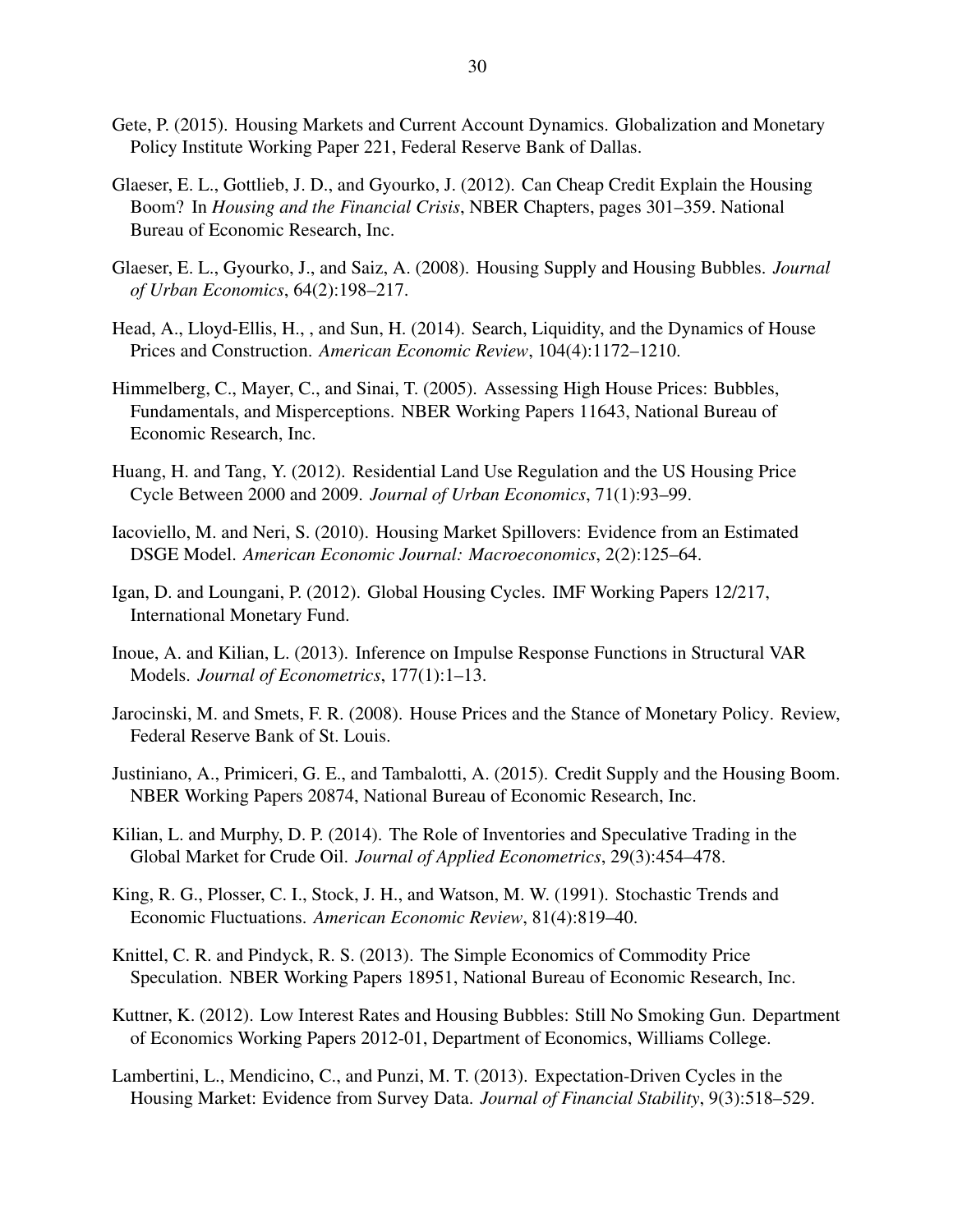Gete, P. (2015). Housing Markets and Current Account Dynamics. Globalization and Monetary Policy Institute Working Paper 221, Federal Reserve Bank of Dallas.

Glaeser, E. L., Gottlieb, J. D., and Gyourko, J. (2012). Can Cheap Credit Explain the Housing Boom? In *Housing and the Financial Crisis*, NBER Chapters, pages 301–359. National Bureau of Economic Research, Inc.

Glaeser, E. L., Gyourko, J., and Saiz, A. (2008). Housing Supply and Housing Bubbles. *Journal of Urban Economics*, 64(2):198–217.

Head, A., Lloyd-Ellis, H., , and Sun, H. (2014). Search, Liquidity, and the Dynamics of House Prices and Construction. *American Economic Review*, 104(4):1172–1210.

Himmelberg, C., Mayer, C., and Sinai, T. (2005). Assessing High House Prices: Bubbles, Fundamentals, and Misperceptions. NBER Working Papers 11643, National Bureau of Economic Research, Inc.

Huang, H. and Tang, Y. (2012). Residential Land Use Regulation and the US Housing Price Cycle Between 2000 and 2009. *Journal of Urban Economics*, 71(1):93–99.

Iacoviello, M. and Neri, S. (2010). Housing Market Spillovers: Evidence from an Estimated DSGE Model. *American Economic Journal: Macroeconomics*, 2(2):125–64.

Igan, D. and Loungani, P. (2012). Global Housing Cycles. IMF Working Papers 12/217, International Monetary Fund.

Inoue, A. and Kilian, L. (2013). Inference on Impulse Response Functions in Structural VAR Models. *Journal of Econometrics*, 177(1):1–13.

Jarocinski, M. and Smets, F. R. (2008). House Prices and the Stance of Monetary Policy. Review, Federal Reserve Bank of St. Louis.

Justiniano, A., Primiceri, G. E., and Tambalotti, A. (2015). Credit Supply and the Housing Boom. NBER Working Papers 20874, National Bureau of Economic Research, Inc.

Kilian, L. and Murphy, D. P. (2014). The Role of Inventories and Speculative Trading in the Global Market for Crude Oil. *Journal of Applied Econometrics*, 29(3):454–478.

King, R. G., Plosser, C. I., Stock, J. H., and Watson, M. W. (1991). Stochastic Trends and Economic Fluctuations. *American Economic Review*, 81(4):819–40.

Knittel, C. R. and Pindyck, R. S. (2013). The Simple Economics of Commodity Price Speculation. NBER Working Papers 18951, National Bureau of Economic Research, Inc.

Kuttner, K. (2012). Low Interest Rates and Housing Bubbles: Still No Smoking Gun. Department of Economics Working Papers 2012-01, Department of Economics, Williams College.

Lambertini, L., Mendicino, C., and Punzi, M. T. (2013). Expectation-Driven Cycles in the Housing Market: Evidence from Survey Data. *Journal of Financial Stability*, 9(3):518–529.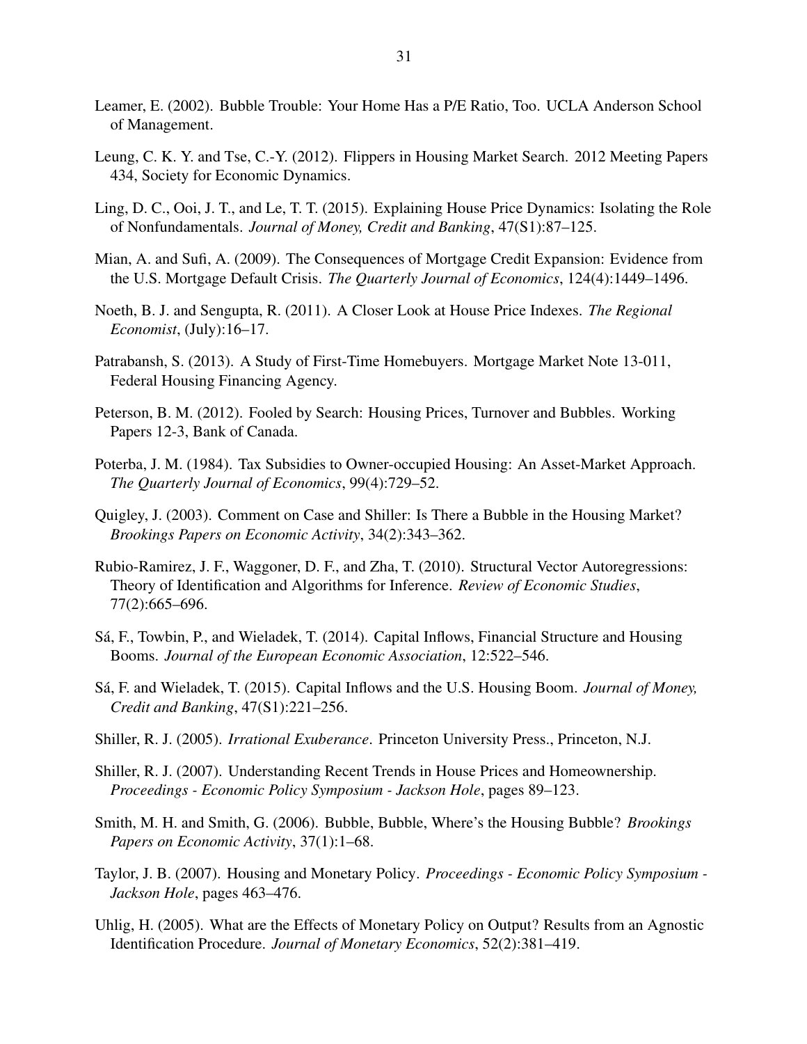Leamer, E. (2002). Bubble Trouble: Your Home Has a P/E Ratio, Too. UCLA Anderson School of Management.

Leung, C. K. Y. and Tse, C.-Y. (2012). Flippers in Housing Market Search. 2012 Meeting Papers 434, Society for Economic Dynamics.

Ling, D. C., Ooi, J. T., and Le, T. T. (2015). Explaining House Price Dynamics: Isolating the Role of Nonfundamentals. *Journal of Money, Credit and Banking*, 47(S1):87–125.

Mian, A. and Sufi, A. (2009). The Consequences of Mortgage Credit Expansion: Evidence from the U.S. Mortgage Default Crisis. *The Quarterly Journal of Economics*, 124(4):1449–1496.

Noeth, B. J. and Sengupta, R. (2011). A Closer Look at House Price Indexes. *The Regional Economist*, (July):16–17.

Patrabansh, S. (2013). A Study of First-Time Homebuyers. Mortgage Market Note 13-011, Federal Housing Financing Agency.

Peterson, B. M. (2012). Fooled by Search: Housing Prices, Turnover and Bubbles. Working Papers 12-3, Bank of Canada.

Poterba, J. M. (1984). Tax Subsidies to Owner-occupied Housing: An Asset-Market Approach. *The Quarterly Journal of Economics*, 99(4):729–52.

Quigley, J. (2003). Comment on Case and Shiller: Is There a Bubble in the Housing Market? *Brookings Papers on Economic Activity*, 34(2):343–362.

Rubio-Ramirez, J. F., Waggoner, D. F., and Zha, T. (2010). Structural Vector Autoregressions: Theory of Identification and Algorithms for Inference. *Review of Economic Studies*, 77(2):665–696.

Sá, F., Towbin, P., and Wieladek, T. (2014). Capital Inflows, Financial Structure and Housing Booms. *Journal of the European Economic Association*, 12:522–546.

Sá, F. and Wieladek, T. (2015). Capital Inflows and the U.S. Housing Boom. *Journal of Money, Credit and Banking*, 47(S1):221–256.

Shiller, R. J. (2005). *Irrational Exuberance*. Princeton University Press., Princeton, N.J.

Shiller, R. J. (2007). Understanding Recent Trends in House Prices and Homeownership. *Proceedings - Economic Policy Symposium - Jackson Hole*, pages 89–123.

Smith, M. H. and Smith, G. (2006). Bubble, Bubble, Where's the Housing Bubble? *Brookings Papers on Economic Activity*, 37(1):1–68.

Taylor, J. B. (2007). Housing and Monetary Policy. *Proceedings - Economic Policy Symposium - Jackson Hole*, pages 463–476.

Uhlig, H. (2005). What are the Effects of Monetary Policy on Output? Results from an Agnostic Identification Procedure. *Journal of Monetary Economics*, 52(2):381–419.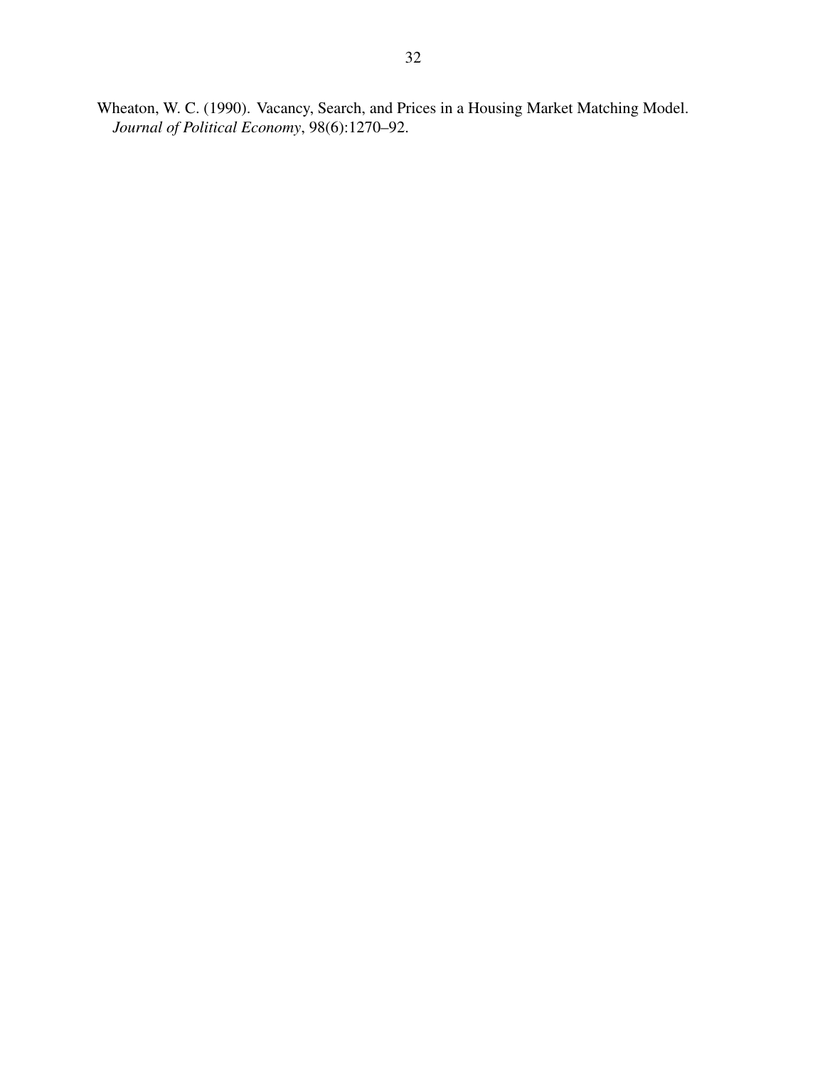Wheaton, W. C. (1990). Vacancy, Search, and Prices in a Housing Market Matching Model. *Journal of Political Economy*, 98(6):1270–92.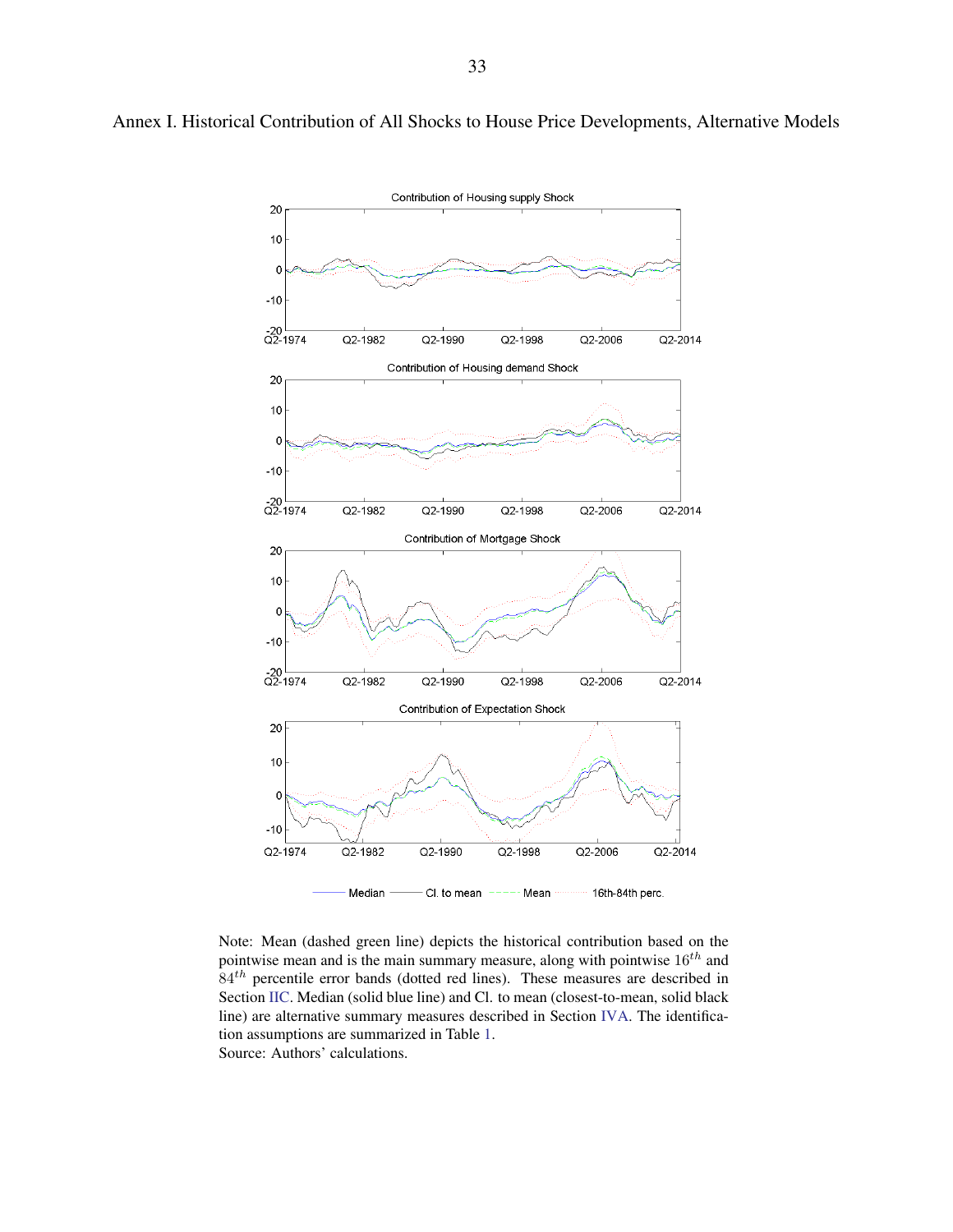Annex I. Historical Contribution of All Shocks to House Price Developments, Alternative Models

Note: Mean (dashed green line) depicts the historical contribution based on the pointwise mean and is the main summary measure, along with pointwise $16^{th}$ and $84^{th}$ percentile error bands (dotted red lines). These measures are described in Section IIC. Median (solid blue line) and Cl. to mean (closest-to-mean, solid black line) are alternative summary measures described in Section IVA. The identification assumptions are summarized in Table 1.

Source: Authors' calculations.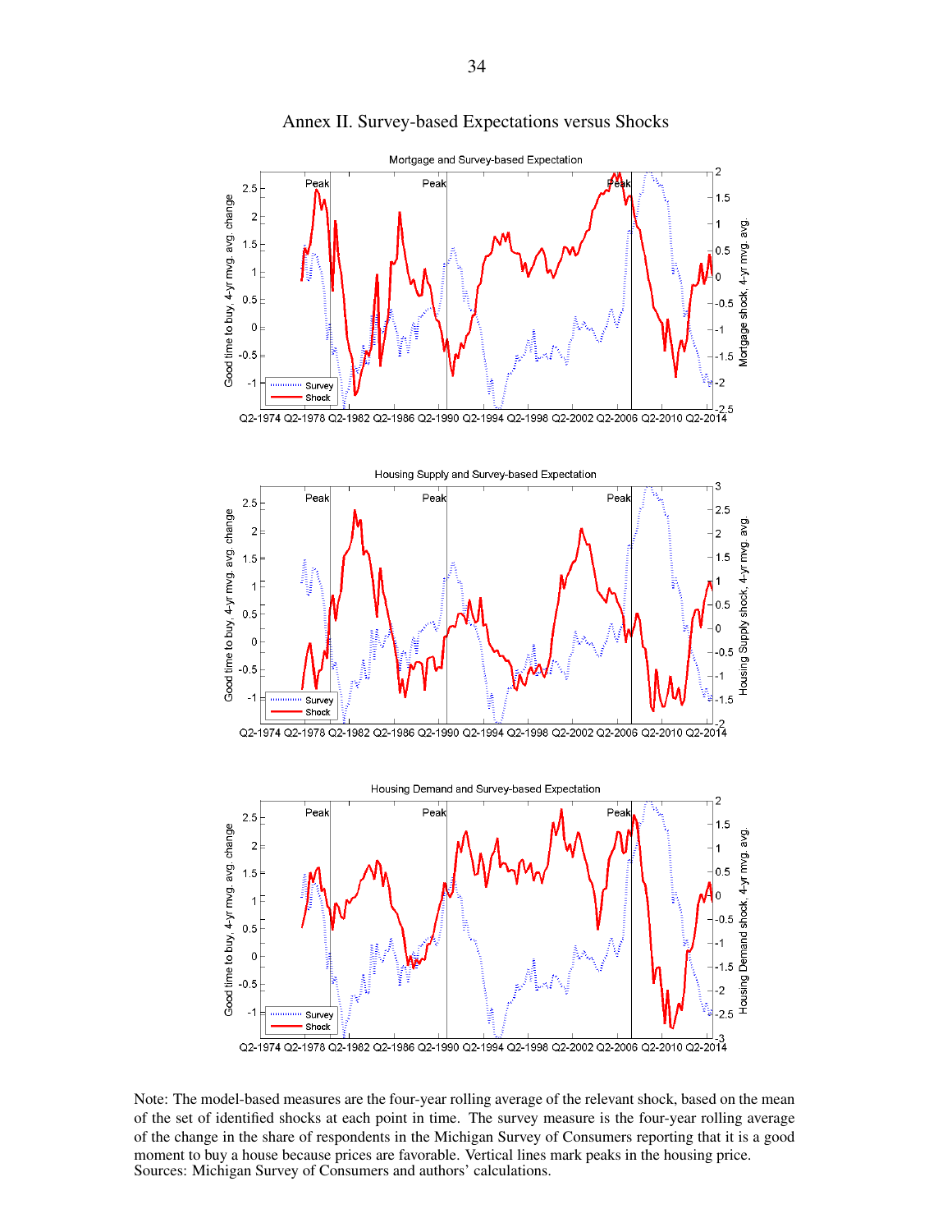## Annex II. Survey-based Expectations versus Shocks

Mortgage and Survey-based Expectation

Peak
Peak
Peak

Good time to buy, 4-yr mvg. avg. change
Mortgage shock, 4-yr mvg. avg.

Survey
Shock

2.5
2
1.5
1
0.5
0
-0.5
-1

2
1.5
1
0.5
0
-0.5
-1
-1.5
-2
-2.5

Q2-1974 Q2-1978 Q2-1982 Q2-1986 Q2-1990 Q2-1994 Q2-1998 Q2-2002 Q2-2006 Q2-2010 Q2-2014

Housing Supply and Survey-based Expectation

Peak
Peak
Peak

Good time to buy, 4-yr mvg. avg. change
Housing Supply shock, 4-yr mvg. avg.

Survey
Shock

2.5
2
1.5
1
0.5
0
-0.5
-1

3
2.5
2
1.5
1
0.5
0
-0.5
-1
-1.5
-2

Q2-1974 Q2-1978 Q2-1982 Q2-1986 Q2-1990 Q2-1994 Q2-1998 Q2-2002 Q2-2006 Q2-2010 Q2-2014

Housing Demand and Survey-based Expectation

Peak
Peak
Peak

Good time to buy, 4-yr mvg. avg. change
Housing Demand shock, 4-yr mvg. avg.

Survey
Shock

2.5
2
1.5
1
0.5
0
-0.5
-1

2
1.5
1
0.5
0
-0.5
-1
-1.5
-2
-2.5
-3

Q2-1974 Q2-1978 Q2-1982 Q2-1986 Q2-1990 Q2-1994 Q2-1998 Q2-2002 Q2-2006 Q2-2010 Q2-2014

Note: The model-based measures are the four-year rolling average of the relevant shock, based on the mean of the set of identified shocks at each point in time. The survey measure is the four-year rolling average of the change in the share of respondents in the Michigan Survey of Consumers reporting that it is a good moment to buy a house because prices are favorable. Vertical lines mark peaks in the housing price.
Sources: Michigan Survey of Consumers and authors' calculations.